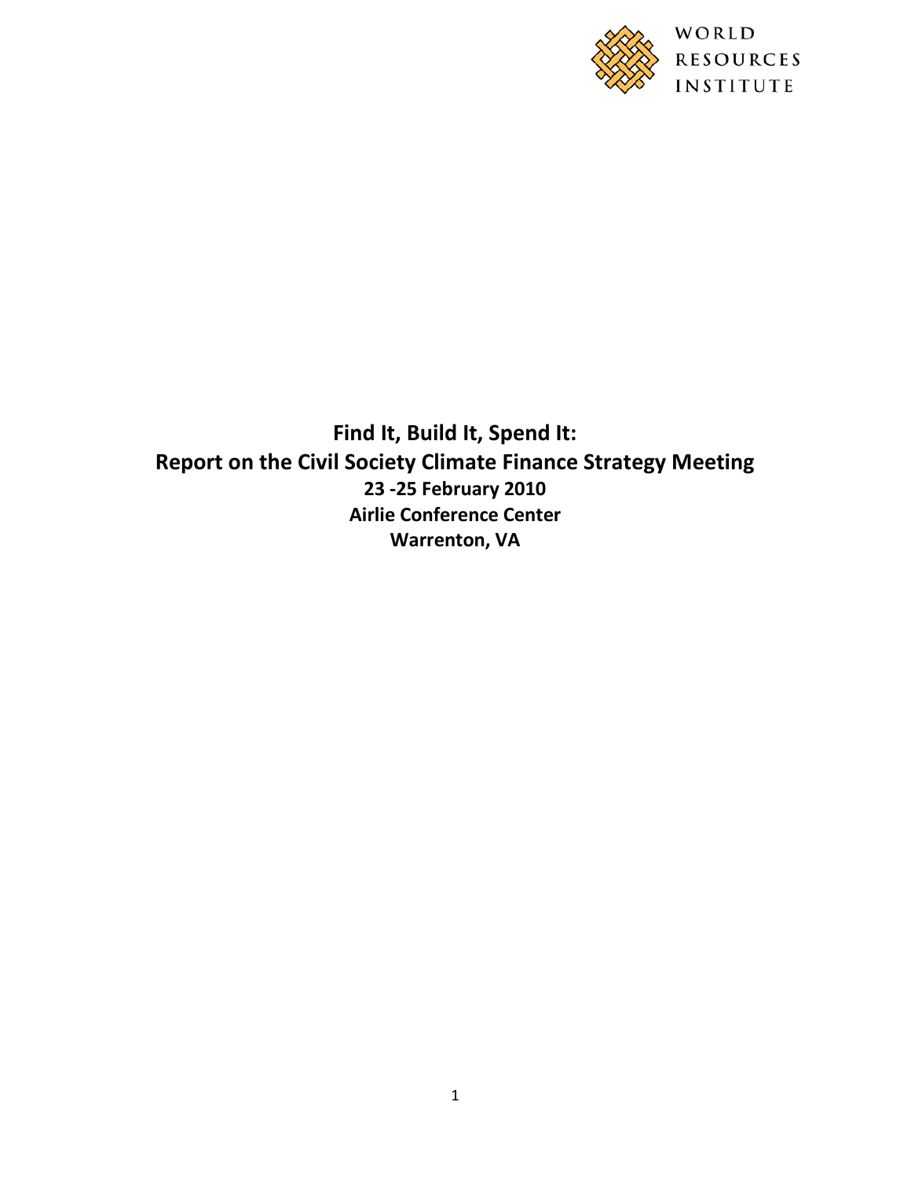WORLD RESOURCES INSTITUTE

# Find It, Build It, Spend It: Report on the Civil Society Climate Finance Strategy Meeting

**23 -25 February 2010**

**Airlie Conference Center**

**Warrenton, VA**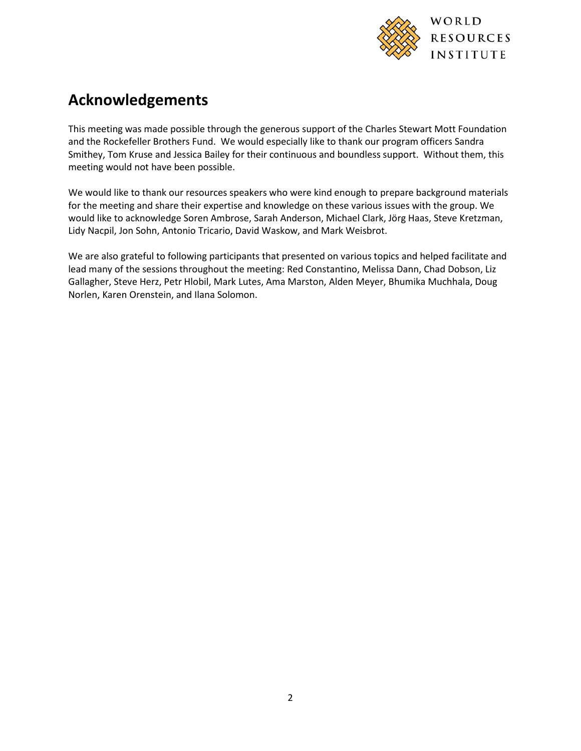## Acknowledgements

This meeting was made possible through the generous support of the Charles Stewart Mott Foundation and the Rockefeller Brothers Fund. We would especially like to thank our program officers Sandra Smithey, Tom Kruse and Jessica Bailey for their continuous and boundless support. Without them, this meeting would not have been possible.

We would like to thank our resources speakers who were kind enough to prepare background materials for the meeting and share their expertise and knowledge on these various issues with the group. We would like to acknowledge Soren Ambrose, Sarah Anderson, Michael Clark, Jörg Haas, Steve Kretzman, Lidy Nacpil, Jon Sohn, Antonio Tricario, David Waskow, and Mark Weisbrot.

We are also grateful to following participants that presented on various topics and helped facilitate and lead many of the sessions throughout the meeting: Red Constantino, Melissa Dann, Chad Dobson, Liz Gallagher, Steve Herz, Petr Hlobil, Mark Lutes, Ama Marston, Alden Meyer, Bhumika Muchhala, Doug Norlen, Karen Orenstein, and Ilana Solomon.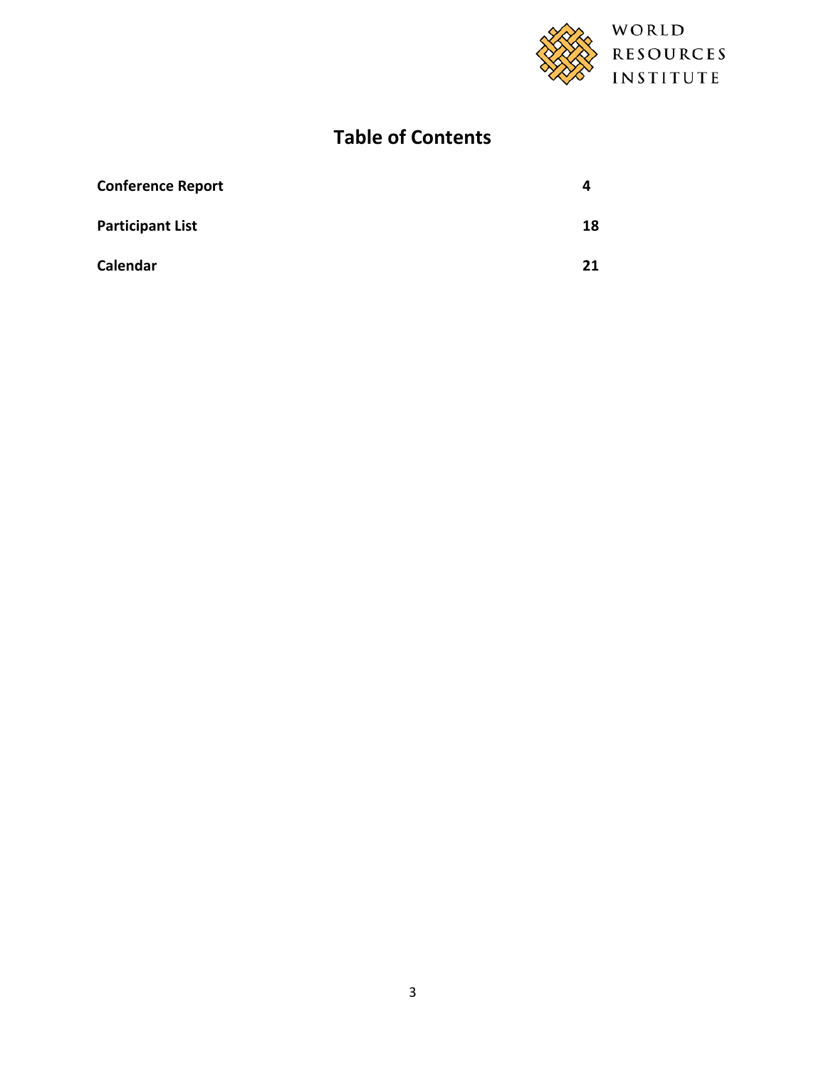WORLD RESOURCES INSTITUTE

# Table of Contents

| | |
|---|---|
| **Conference Report** | **4** |
| **Participant List** | **18** |
| **Calendar** | **21** |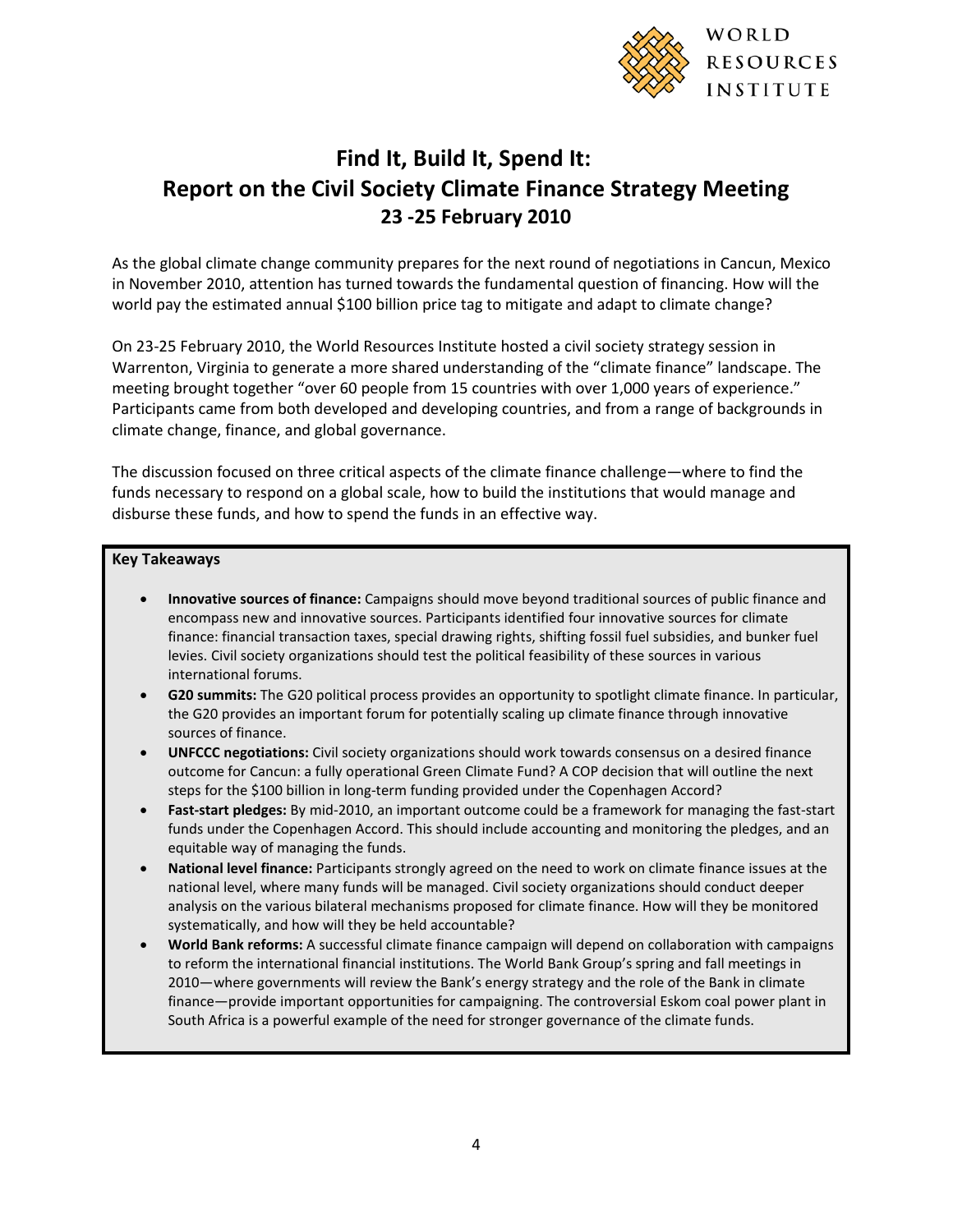# Find It, Build It, Spend It: Report on the Civil Society Climate Finance Strategy Meeting

## 23 -25 February 2010

As the global climate change community prepares for the next round of negotiations in Cancun, Mexico in November 2010, attention has turned towards the fundamental question of financing. How will the world pay the estimated annual $100 billion price tag to mitigate and adapt to climate change?

On 23-25 February 2010, the World Resources Institute hosted a civil society strategy session in Warrenton, Virginia to generate a more shared understanding of the "climate finance" landscape. The meeting brought together "over 60 people from 15 countries with over 1,000 years of experience." Participants came from both developed and developing countries, and from a range of backgrounds in climate change, finance, and global governance.

The discussion focused on three critical aspects of the climate finance challenge—where to find the funds necessary to respond on a global scale, how to build the institutions that would manage and disburse these funds, and how to spend the funds in an effective way.

**Key Takeaways**

- **Innovative sources of finance:** Campaigns should move beyond traditional sources of public finance and encompass new and innovative sources. Participants identified four innovative sources for climate finance: financial transaction taxes, special drawing rights, shifting fossil fuel subsidies, and bunker fuel levies. Civil society organizations should test the political feasibility of these sources in various international forums.
- **G20 summits:** The G20 political process provides an opportunity to spotlight climate finance. In particular, the G20 provides an important forum for potentially scaling up climate finance through innovative sources of finance.
- **UNFCCC negotiations:** Civil society organizations should work towards consensus on a desired finance outcome for Cancun: a fully operational Green Climate Fund? A COP decision that will outline the next steps for the $100 billion in long-term funding provided under the Copenhagen Accord?
- **Fast-start pledges:** By mid-2010, an important outcome could be a framework for managing the fast-start funds under the Copenhagen Accord. This should include accounting and monitoring the pledges, and an equitable way of managing the funds.
- **National level finance:** Participants strongly agreed on the need to work on climate finance issues at the national level, where many funds will be managed. Civil society organizations should conduct deeper analysis on the various bilateral mechanisms proposed for climate finance. How will they be monitored systematically, and how will they be held accountable?
- **World Bank reforms:** A successful climate finance campaign will depend on collaboration with campaigns to reform the international financial institutions. The World Bank Group's spring and fall meetings in 2010—where governments will review the Bank's energy strategy and the role of the Bank in climate finance—provide important opportunities for campaigning. The controversial Eskom coal power plant in South Africa is a powerful example of the need for stronger governance of the climate funds.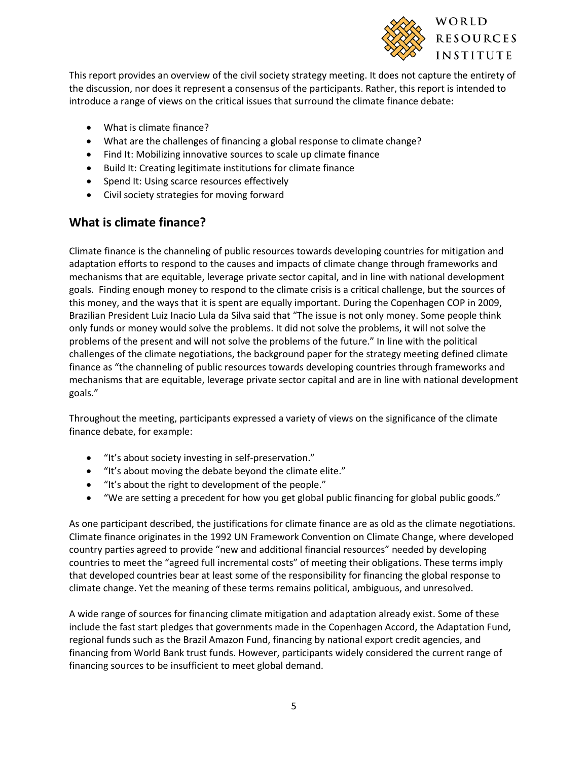This report provides an overview of the civil society strategy meeting. It does not capture the entirety of the discussion, nor does it represent a consensus of the participants. Rather, this report is intended to introduce a range of views on the critical issues that surround the climate finance debate:

- What is climate finance?
- What are the challenges of financing a global response to climate change?
- Find It: Mobilizing innovative sources to scale up climate finance
- Build It: Creating legitimate institutions for climate finance
- Spend It: Using scarce resources effectively
- Civil society strategies for moving forward

## What is climate finance?

Climate finance is the channeling of public resources towards developing countries for mitigation and adaptation efforts to respond to the causes and impacts of climate change through frameworks and mechanisms that are equitable, leverage private sector capital, and in line with national development goals. Finding enough money to respond to the climate crisis is a critical challenge, but the sources of this money, and the ways that it is spent are equally important. During the Copenhagen COP in 2009, Brazilian President Luiz Inacio Lula da Silva said that "The issue is not only money. Some people think only funds or money would solve the problems. It did not solve the problems, it will not solve the problems of the present and will not solve the problems of the future." In line with the political challenges of the climate negotiations, the background paper for the strategy meeting defined climate finance as "the channeling of public resources towards developing countries through frameworks and mechanisms that are equitable, leverage private sector capital and are in line with national development goals."

Throughout the meeting, participants expressed a variety of views on the significance of the climate finance debate, for example:

- "It's about society investing in self-preservation."
- "It's about moving the debate beyond the climate elite."
- "It's about the right to development of the people."
- "We are setting a precedent for how you get global public financing for global public goods."

As one participant described, the justifications for climate finance are as old as the climate negotiations. Climate finance originates in the 1992 UN Framework Convention on Climate Change, where developed country parties agreed to provide "new and additional financial resources" needed by developing countries to meet the "agreed full incremental costs" of meeting their obligations. These terms imply that developed countries bear at least some of the responsibility for financing the global response to climate change. Yet the meaning of these terms remains political, ambiguous, and unresolved.

A wide range of sources for financing climate mitigation and adaptation already exist. Some of these include the fast start pledges that governments made in the Copenhagen Accord, the Adaptation Fund, regional funds such as the Brazil Amazon Fund, financing by national export credit agencies, and financing from World Bank trust funds. However, participants widely considered the current range of financing sources to be insufficient to meet global demand.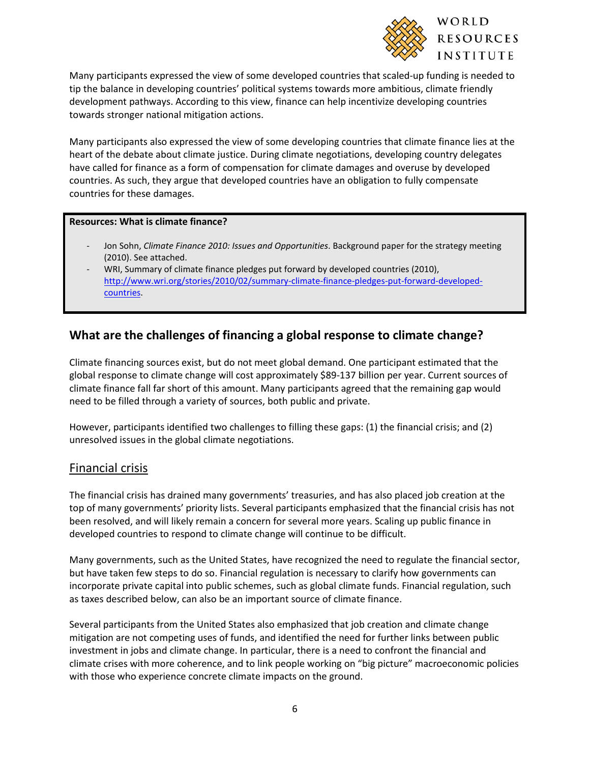Many participants expressed the view of some developed countries that scaled-up funding is needed to tip the balance in developing countries' political systems towards more ambitious, climate friendly development pathways. According to this view, finance can help incentivize developing countries towards stronger national mitigation actions.

Many participants also expressed the view of some developing countries that climate finance lies at the heart of the debate about climate justice. During climate negotiations, developing country delegates have called for finance as a form of compensation for climate damages and overuse by developed countries. As such, they argue that developed countries have an obligation to fully compensate countries for these damages.

**Resources: What is climate finance?**

- Jon Sohn, *Climate Finance 2010: Issues and Opportunities*. Background paper for the strategy meeting (2010). See attached.
- WRI, Summary of climate finance pledges put forward by developed countries (2010), http://www.wri.org/stories/2010/02/summary-climate-finance-pledges-put-forward-developed-countries.

## What are the challenges of financing a global response to climate change?

Climate financing sources exist, but do not meet global demand. One participant estimated that the global response to climate change will cost approximately $89-137 billion per year. Current sources of climate finance fall far short of this amount. Many participants agreed that the remaining gap would need to be filled through a variety of sources, both public and private.

However, participants identified two challenges to filling these gaps: (1) the financial crisis; and (2) unresolved issues in the global climate negotiations.

### Financial crisis

The financial crisis has drained many governments' treasuries, and has also placed job creation at the top of many governments' priority lists. Several participants emphasized that the financial crisis has not been resolved, and will likely remain a concern for several more years. Scaling up public finance in developed countries to respond to climate change will continue to be difficult.

Many governments, such as the United States, have recognized the need to regulate the financial sector, but have taken few steps to do so. Financial regulation is necessary to clarify how governments can incorporate private capital into public schemes, such as global climate funds. Financial regulation, such as taxes described below, can also be an important source of climate finance.

Several participants from the United States also emphasized that job creation and climate change mitigation are not competing uses of funds, and identified the need for further links between public investment in jobs and climate change. In particular, there is a need to confront the financial and climate crises with more coherence, and to link people working on "big picture" macroeconomic policies with those who experience concrete climate impacts on the ground.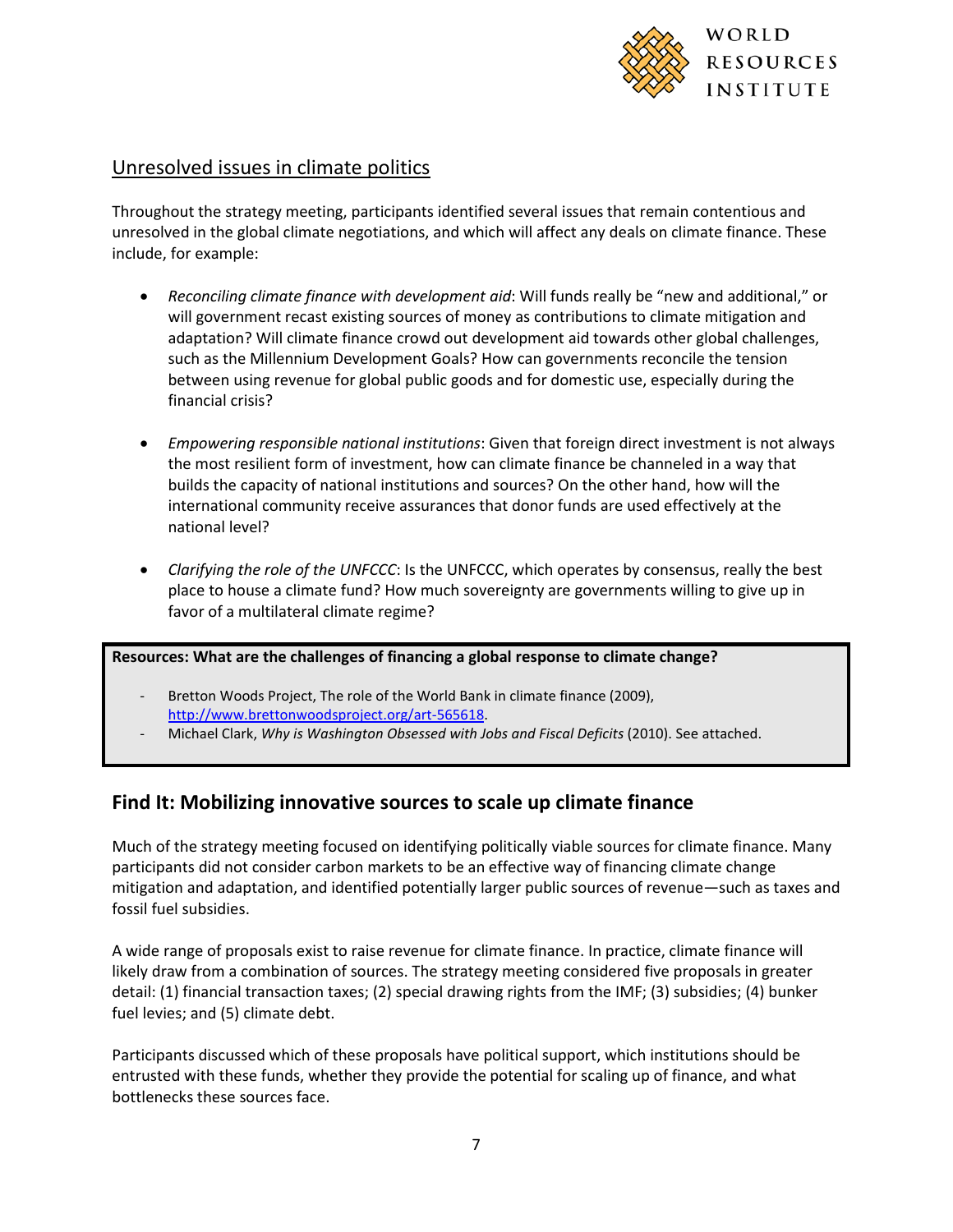## Unresolved issues in climate politics

Throughout the strategy meeting, participants identified several issues that remain contentious and unresolved in the global climate negotiations, and which will affect any deals on climate finance. These include, for example:

- *Reconciling climate finance with development aid*: Will funds really be "new and additional," or will government recast existing sources of money as contributions to climate mitigation and adaptation? Will climate finance crowd out development aid towards other global challenges, such as the Millennium Development Goals? How can governments reconcile the tension between using revenue for global public goods and for domestic use, especially during the financial crisis?

- *Empowering responsible national institutions*: Given that foreign direct investment is not always the most resilient form of investment, how can climate finance be channeled in a way that builds the capacity of national institutions and sources? On the other hand, how will the international community receive assurances that donor funds are used effectively at the national level?

- *Clarifying the role of the UNFCCC*: Is the UNFCCC, which operates by consensus, really the best place to house a climate fund? How much sovereignty are governments willing to give up in favor of a multilateral climate regime?

**Resources: What are the challenges of financing a global response to climate change?**

- Bretton Woods Project, The role of the World Bank in climate finance (2009), http://www.brettonwoodsproject.org/art-565618.
- Michael Clark, *Why is Washington Obsessed with Jobs and Fiscal Deficits* (2010). See attached.

## Find It: Mobilizing innovative sources to scale up climate finance

Much of the strategy meeting focused on identifying politically viable sources for climate finance. Many participants did not consider carbon markets to be an effective way of financing climate change mitigation and adaptation, and identified potentially larger public sources of revenue—such as taxes and fossil fuel subsidies.

A wide range of proposals exist to raise revenue for climate finance. In practice, climate finance will likely draw from a combination of sources. The strategy meeting considered five proposals in greater detail: (1) financial transaction taxes; (2) special drawing rights from the IMF; (3) subsidies; (4) bunker fuel levies; and (5) climate debt.

Participants discussed which of these proposals have political support, which institutions should be entrusted with these funds, whether they provide the potential for scaling up of finance, and what bottlenecks these sources face.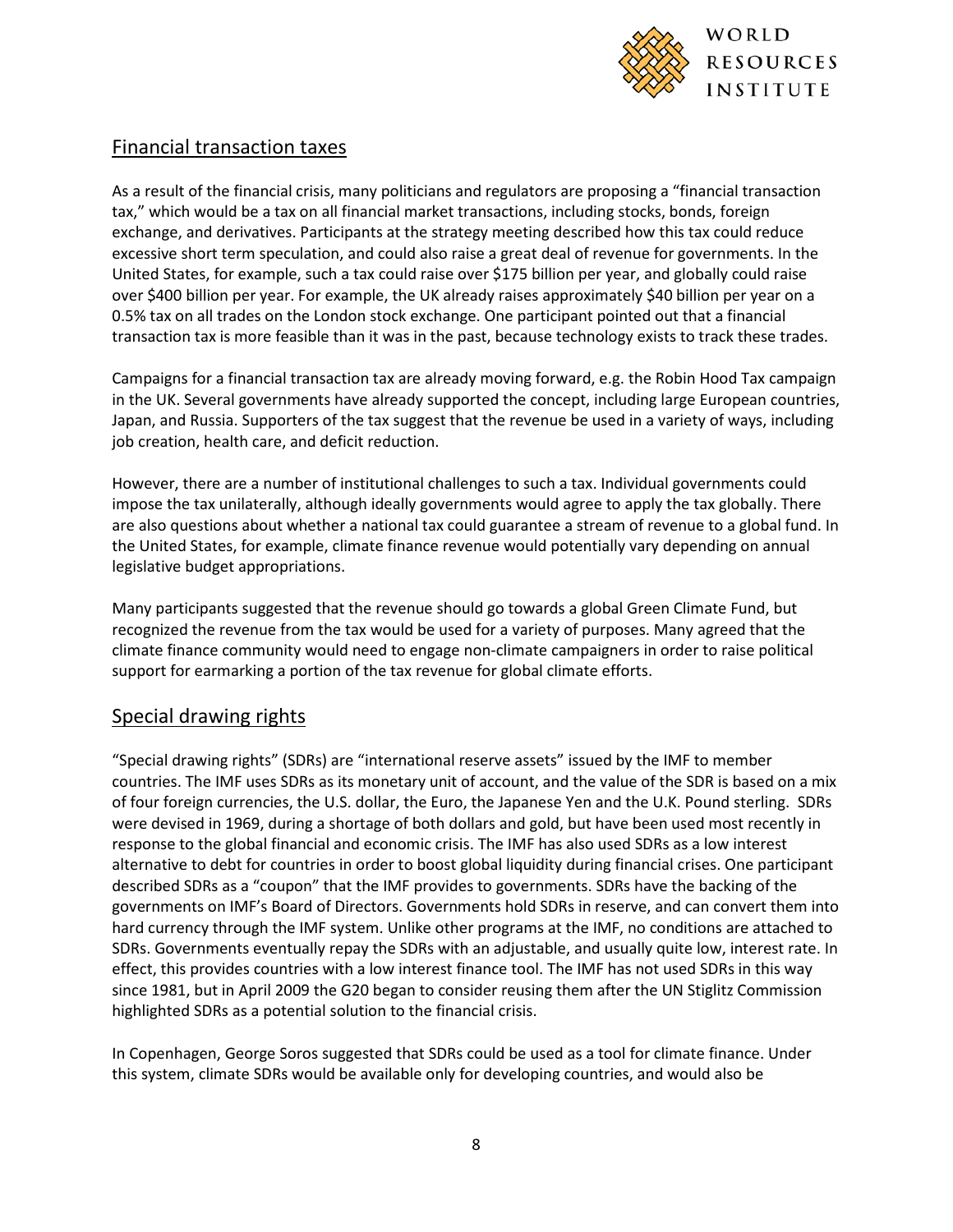## Financial transaction taxes

As a result of the financial crisis, many politicians and regulators are proposing a "financial transaction tax," which would be a tax on all financial market transactions, including stocks, bonds, foreign exchange, and derivatives. Participants at the strategy meeting described how this tax could reduce excessive short term speculation, and could also raise a great deal of revenue for governments. In the United States, for example, such a tax could raise over $175 billion per year, and globally could raise over $400 billion per year. For example, the UK already raises approximately $40 billion per year on a 0.5% tax on all trades on the London stock exchange. One participant pointed out that a financial transaction tax is more feasible than it was in the past, because technology exists to track these trades.

Campaigns for a financial transaction tax are already moving forward, e.g. the Robin Hood Tax campaign in the UK. Several governments have already supported the concept, including large European countries, Japan, and Russia. Supporters of the tax suggest that the revenue be used in a variety of ways, including job creation, health care, and deficit reduction.

However, there are a number of institutional challenges to such a tax. Individual governments could impose the tax unilaterally, although ideally governments would agree to apply the tax globally. There are also questions about whether a national tax could guarantee a stream of revenue to a global fund. In the United States, for example, climate finance revenue would potentially vary depending on annual legislative budget appropriations.

Many participants suggested that the revenue should go towards a global Green Climate Fund, but recognized the revenue from the tax would be used for a variety of purposes. Many agreed that the climate finance community would need to engage non-climate campaigners in order to raise political support for earmarking a portion of the tax revenue for global climate efforts.

## Special drawing rights

"Special drawing rights" (SDRs) are "international reserve assets" issued by the IMF to member countries. The IMF uses SDRs as its monetary unit of account, and the value of the SDR is based on a mix of four foreign currencies, the U.S. dollar, the Euro, the Japanese Yen and the U.K. Pound sterling. SDRs were devised in 1969, during a shortage of both dollars and gold, but have been used most recently in response to the global financial and economic crisis. The IMF has also used SDRs as a low interest alternative to debt for countries in order to boost global liquidity during financial crises. One participant described SDRs as a "coupon" that the IMF provides to governments. SDRs have the backing of the governments on IMF's Board of Directors. Governments hold SDRs in reserve, and can convert them into hard currency through the IMF system. Unlike other programs at the IMF, no conditions are attached to SDRs. Governments eventually repay the SDRs with an adjustable, and usually quite low, interest rate. In effect, this provides countries with a low interest finance tool. The IMF has not used SDRs in this way since 1981, but in April 2009 the G20 began to consider reusing them after the UN Stiglitz Commission highlighted SDRs as a potential solution to the financial crisis.

In Copenhagen, George Soros suggested that SDRs could be used as a tool for climate finance. Under this system, climate SDRs would be available only for developing countries, and would also be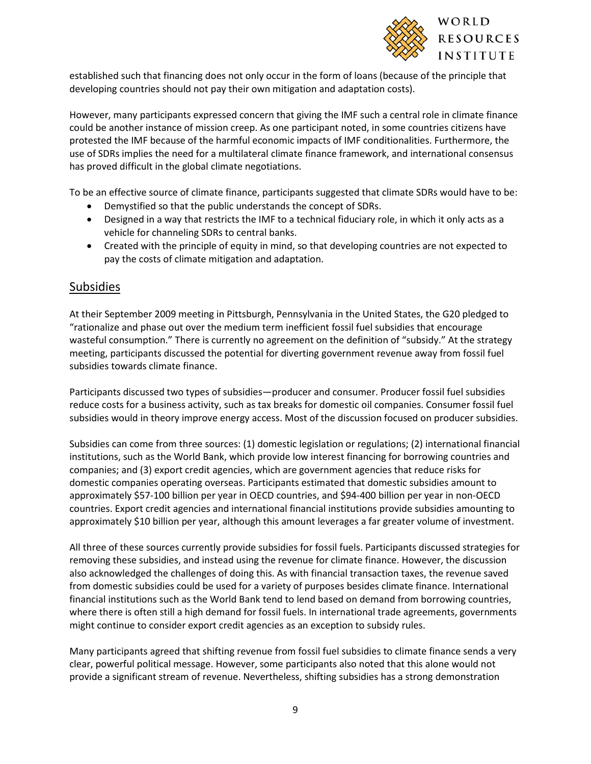established such that financing does not only occur in the form of loans (because of the principle that developing countries should not pay their own mitigation and adaptation costs).

However, many participants expressed concern that giving the IMF such a central role in climate finance could be another instance of mission creep. As one participant noted, in some countries citizens have protested the IMF because of the harmful economic impacts of IMF conditionalities. Furthermore, the use of SDRs implies the need for a multilateral climate finance framework, and international consensus has proved difficult in the global climate negotiations.

To be an effective source of climate finance, participants suggested that climate SDRs would have to be:

- Demystified so that the public understands the concept of SDRs.
- Designed in a way that restricts the IMF to a technical fiduciary role, in which it only acts as a vehicle for channeling SDRs to central banks.
- Created with the principle of equity in mind, so that developing countries are not expected to pay the costs of climate mitigation and adaptation.

## Subsidies

At their September 2009 meeting in Pittsburgh, Pennsylvania in the United States, the G20 pledged to "rationalize and phase out over the medium term inefficient fossil fuel subsidies that encourage wasteful consumption." There is currently no agreement on the definition of "subsidy." At the strategy meeting, participants discussed the potential for diverting government revenue away from fossil fuel subsidies towards climate finance.

Participants discussed two types of subsidies—producer and consumer. Producer fossil fuel subsidies reduce costs for a business activity, such as tax breaks for domestic oil companies. Consumer fossil fuel subsidies would in theory improve energy access. Most of the discussion focused on producer subsidies.

Subsidies can come from three sources: (1) domestic legislation or regulations; (2) international financial institutions, such as the World Bank, which provide low interest financing for borrowing countries and companies; and (3) export credit agencies, which are government agencies that reduce risks for domestic companies operating overseas. Participants estimated that domestic subsidies amount to approximately $57-100 billion per year in OECD countries, and $94-400 billion per year in non-OECD countries. Export credit agencies and international financial institutions provide subsidies amounting to approximately $10 billion per year, although this amount leverages a far greater volume of investment.

All three of these sources currently provide subsidies for fossil fuels. Participants discussed strategies for removing these subsidies, and instead using the revenue for climate finance. However, the discussion also acknowledged the challenges of doing this. As with financial transaction taxes, the revenue saved from domestic subsidies could be used for a variety of purposes besides climate finance. International financial institutions such as the World Bank tend to lend based on demand from borrowing countries, where there is often still a high demand for fossil fuels. In international trade agreements, governments might continue to consider export credit agencies as an exception to subsidy rules.

Many participants agreed that shifting revenue from fossil fuel subsidies to climate finance sends a very clear, powerful political message. However, some participants also noted that this alone would not provide a significant stream of revenue. Nevertheless, shifting subsidies has a strong demonstration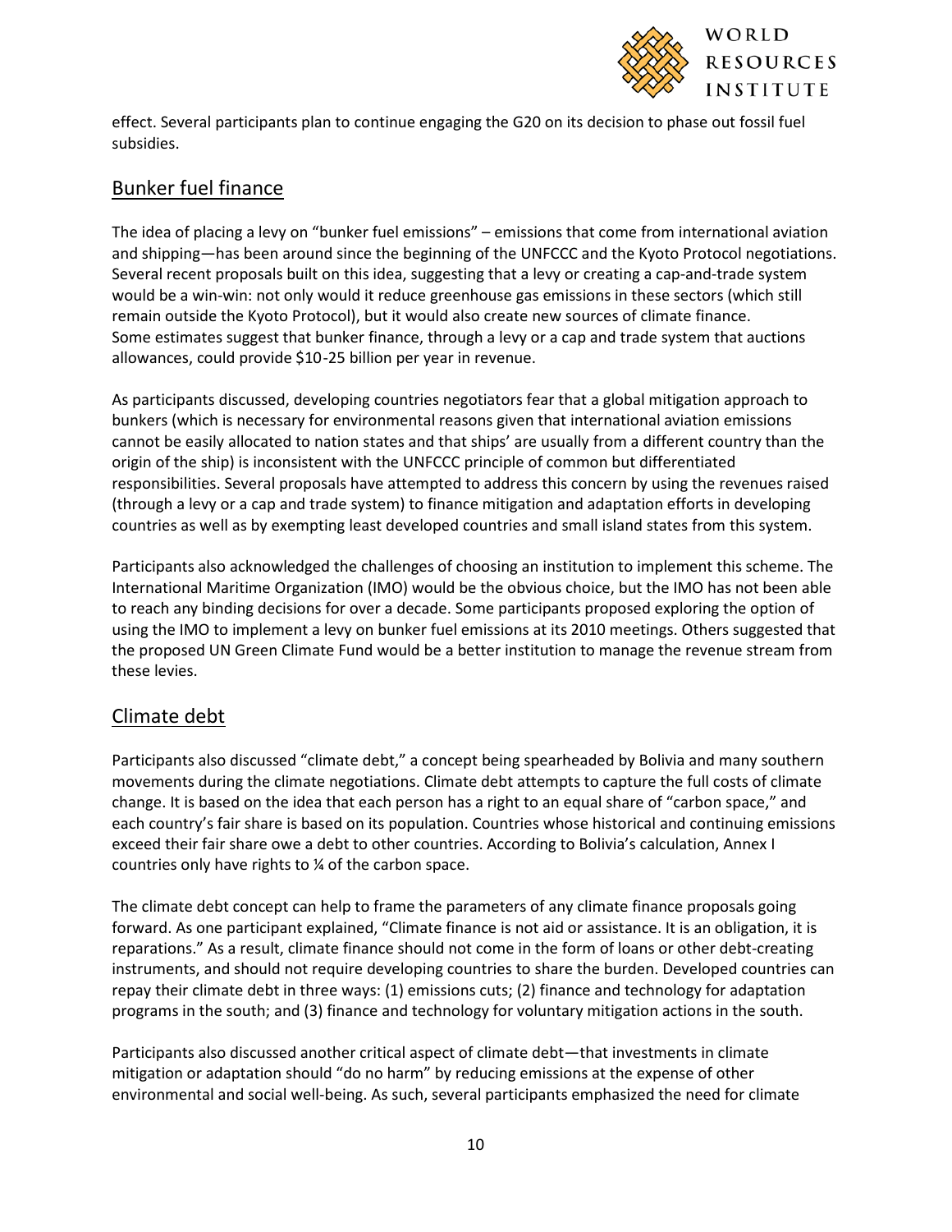effect. Several participants plan to continue engaging the G20 on its decision to phase out fossil fuel subsidies.

## Bunker fuel finance

The idea of placing a levy on "bunker fuel emissions" – emissions that come from international aviation and shipping—has been around since the beginning of the UNFCCC and the Kyoto Protocol negotiations. Several recent proposals built on this idea, suggesting that a levy or creating a cap-and-trade system would be a win-win: not only would it reduce greenhouse gas emissions in these sectors (which still remain outside the Kyoto Protocol), but it would also create new sources of climate finance. Some estimates suggest that bunker finance, through a levy or a cap and trade system that auctions allowances, could provide $10-25 billion per year in revenue.

As participants discussed, developing countries negotiators fear that a global mitigation approach to bunkers (which is necessary for environmental reasons given that international aviation emissions cannot be easily allocated to nation states and that ships' are usually from a different country than the origin of the ship) is inconsistent with the UNFCCC principle of common but differentiated responsibilities. Several proposals have attempted to address this concern by using the revenues raised (through a levy or a cap and trade system) to finance mitigation and adaptation efforts in developing countries as well as by exempting least developed countries and small island states from this system.

Participants also acknowledged the challenges of choosing an institution to implement this scheme. The International Maritime Organization (IMO) would be the obvious choice, but the IMO has not been able to reach any binding decisions for over a decade. Some participants proposed exploring the option of using the IMO to implement a levy on bunker fuel emissions at its 2010 meetings. Others suggested that the proposed UN Green Climate Fund would be a better institution to manage the revenue stream from these levies.

## Climate debt

Participants also discussed "climate debt," a concept being spearheaded by Bolivia and many southern movements during the climate negotiations. Climate debt attempts to capture the full costs of climate change. It is based on the idea that each person has a right to an equal share of "carbon space," and each country's fair share is based on its population. Countries whose historical and continuing emissions exceed their fair share owe a debt to other countries. According to Bolivia's calculation, Annex I countries only have rights to ¼ of the carbon space.

The climate debt concept can help to frame the parameters of any climate finance proposals going forward. As one participant explained, "Climate finance is not aid or assistance. It is an obligation, it is reparations." As a result, climate finance should not come in the form of loans or other debt-creating instruments, and should not require developing countries to share the burden. Developed countries can repay their climate debt in three ways: (1) emissions cuts; (2) finance and technology for adaptation programs in the south; and (3) finance and technology for voluntary mitigation actions in the south.

Participants also discussed another critical aspect of climate debt—that investments in climate mitigation or adaptation should "do no harm" by reducing emissions at the expense of other environmental and social well-being. As such, several participants emphasized the need for climate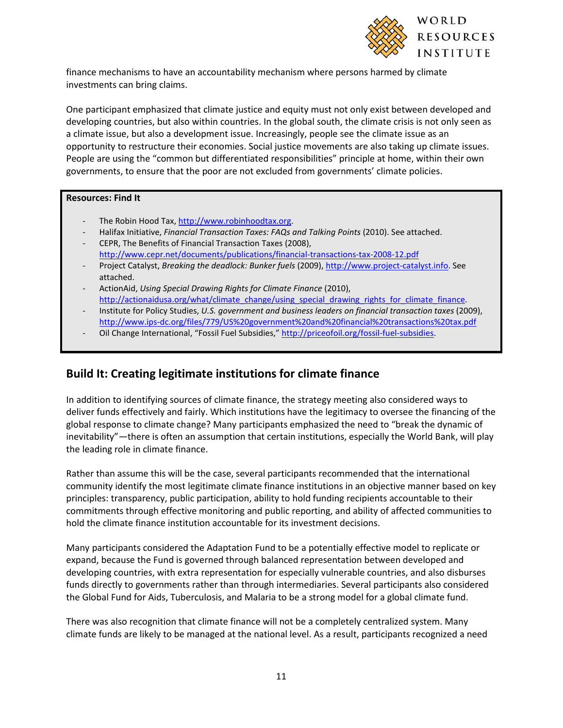finance mechanisms to have an accountability mechanism where persons harmed by climate investments can bring claims.

One participant emphasized that climate justice and equity must not only exist between developed and developing countries, but also within countries. In the global south, the climate crisis is not only seen as a climate issue, but also a development issue. Increasingly, people see the climate issue as an opportunity to restructure their economies. Social justice movements are also taking up climate issues. People are using the "common but differentiated responsibilities" principle at home, within their own governments, to ensure that the poor are not excluded from governments' climate policies.

**Resources: Find It**

- The Robin Hood Tax, http://www.robinhoodtax.org.
- Halifax Initiative, *Financial Transaction Taxes: FAQs and Talking Points* (2010). See attached.
- CEPR, The Benefits of Financial Transaction Taxes (2008), http://www.cepr.net/documents/publications/financial-transactions-tax-2008-12.pdf
- Project Catalyst, *Breaking the deadlock: Bunker fuels* (2009), http://www.project-catalyst.info. See attached.
- ActionAid, *Using Special Drawing Rights for Climate Finance* (2010), http://actionaidusa.org/what/climate_change/using_special_drawing_rights_for_climate_finance.
- Institute for Policy Studies, *U.S. government and business leaders on financial transaction taxes* (2009), http://www.ips-dc.org/files/779/US%20government%20and%20financial%20transactions%20tax.pdf
- Oil Change International, "Fossil Fuel Subsidies," http://priceofoil.org/fossil-fuel-subsidies.

## Build It: Creating legitimate institutions for climate finance

In addition to identifying sources of climate finance, the strategy meeting also considered ways to deliver funds effectively and fairly. Which institutions have the legitimacy to oversee the financing of the global response to climate change? Many participants emphasized the need to "break the dynamic of inevitability"—there is often an assumption that certain institutions, especially the World Bank, will play the leading role in climate finance.

Rather than assume this will be the case, several participants recommended that the international community identify the most legitimate climate finance institutions in an objective manner based on key principles: transparency, public participation, ability to hold funding recipients accountable to their commitments through effective monitoring and public reporting, and ability of affected communities to hold the climate finance institution accountable for its investment decisions.

Many participants considered the Adaptation Fund to be a potentially effective model to replicate or expand, because the Fund is governed through balanced representation between developed and developing countries, with extra representation for especially vulnerable countries, and also disburses funds directly to governments rather than through intermediaries. Several participants also considered the Global Fund for Aids, Tuberculosis, and Malaria to be a strong model for a global climate fund.

There was also recognition that climate finance will not be a completely centralized system. Many climate funds are likely to be managed at the national level. As a result, participants recognized a need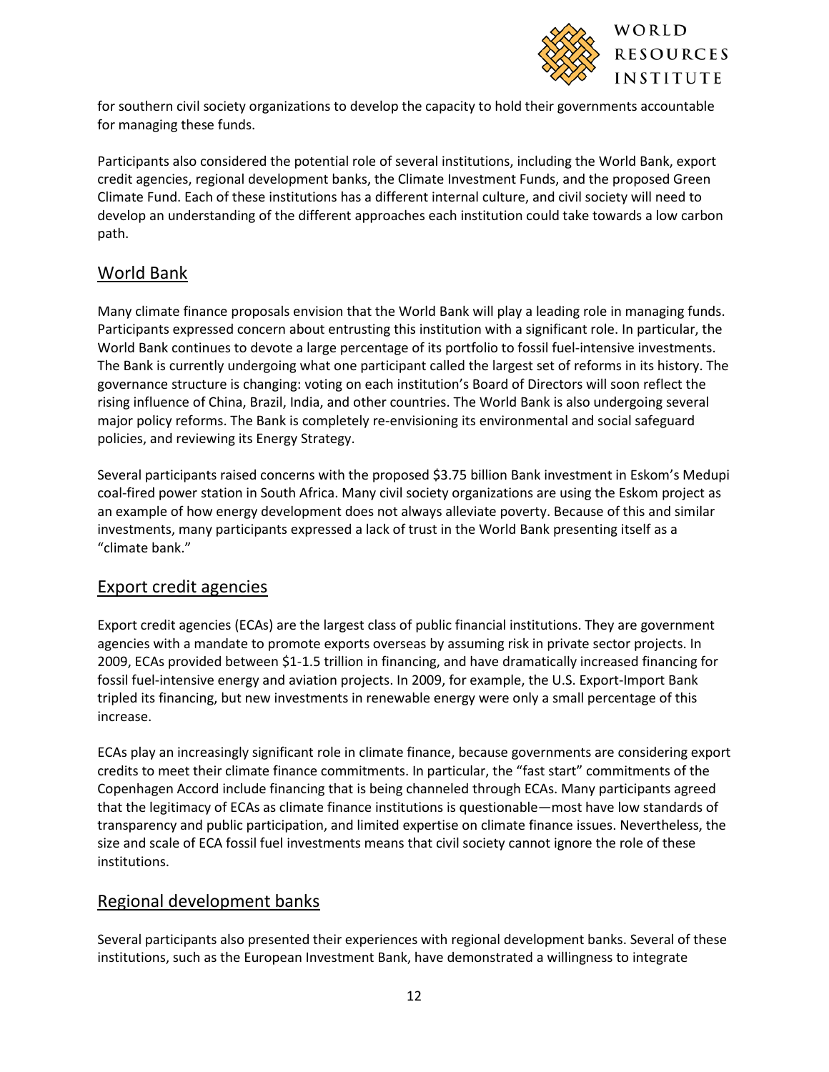for southern civil society organizations to develop the capacity to hold their governments accountable for managing these funds.

Participants also considered the potential role of several institutions, including the World Bank, export credit agencies, regional development banks, the Climate Investment Funds, and the proposed Green Climate Fund. Each of these institutions has a different internal culture, and civil society will need to develop an understanding of the different approaches each institution could take towards a low carbon path.

## World Bank

Many climate finance proposals envision that the World Bank will play a leading role in managing funds. Participants expressed concern about entrusting this institution with a significant role. In particular, the World Bank continues to devote a large percentage of its portfolio to fossil fuel-intensive investments. The Bank is currently undergoing what one participant called the largest set of reforms in its history. The governance structure is changing: voting on each institution's Board of Directors will soon reflect the rising influence of China, Brazil, India, and other countries. The World Bank is also undergoing several major policy reforms. The Bank is completely re-envisioning its environmental and social safeguard policies, and reviewing its Energy Strategy.

Several participants raised concerns with the proposed $3.75 billion Bank investment in Eskom's Medupi coal-fired power station in South Africa. Many civil society organizations are using the Eskom project as an example of how energy development does not always alleviate poverty. Because of this and similar investments, many participants expressed a lack of trust in the World Bank presenting itself as a "climate bank."

## Export credit agencies

Export credit agencies (ECAs) are the largest class of public financial institutions. They are government agencies with a mandate to promote exports overseas by assuming risk in private sector projects. In 2009, ECAs provided between $1-1.5 trillion in financing, and have dramatically increased financing for fossil fuel-intensive energy and aviation projects. In 2009, for example, the U.S. Export-Import Bank tripled its financing, but new investments in renewable energy were only a small percentage of this increase.

ECAs play an increasingly significant role in climate finance, because governments are considering export credits to meet their climate finance commitments. In particular, the "fast start" commitments of the Copenhagen Accord include financing that is being channeled through ECAs. Many participants agreed that the legitimacy of ECAs as climate finance institutions is questionable—most have low standards of transparency and public participation, and limited expertise on climate finance issues. Nevertheless, the size and scale of ECA fossil fuel investments means that civil society cannot ignore the role of these institutions.

## Regional development banks

Several participants also presented their experiences with regional development banks. Several of these institutions, such as the European Investment Bank, have demonstrated a willingness to integrate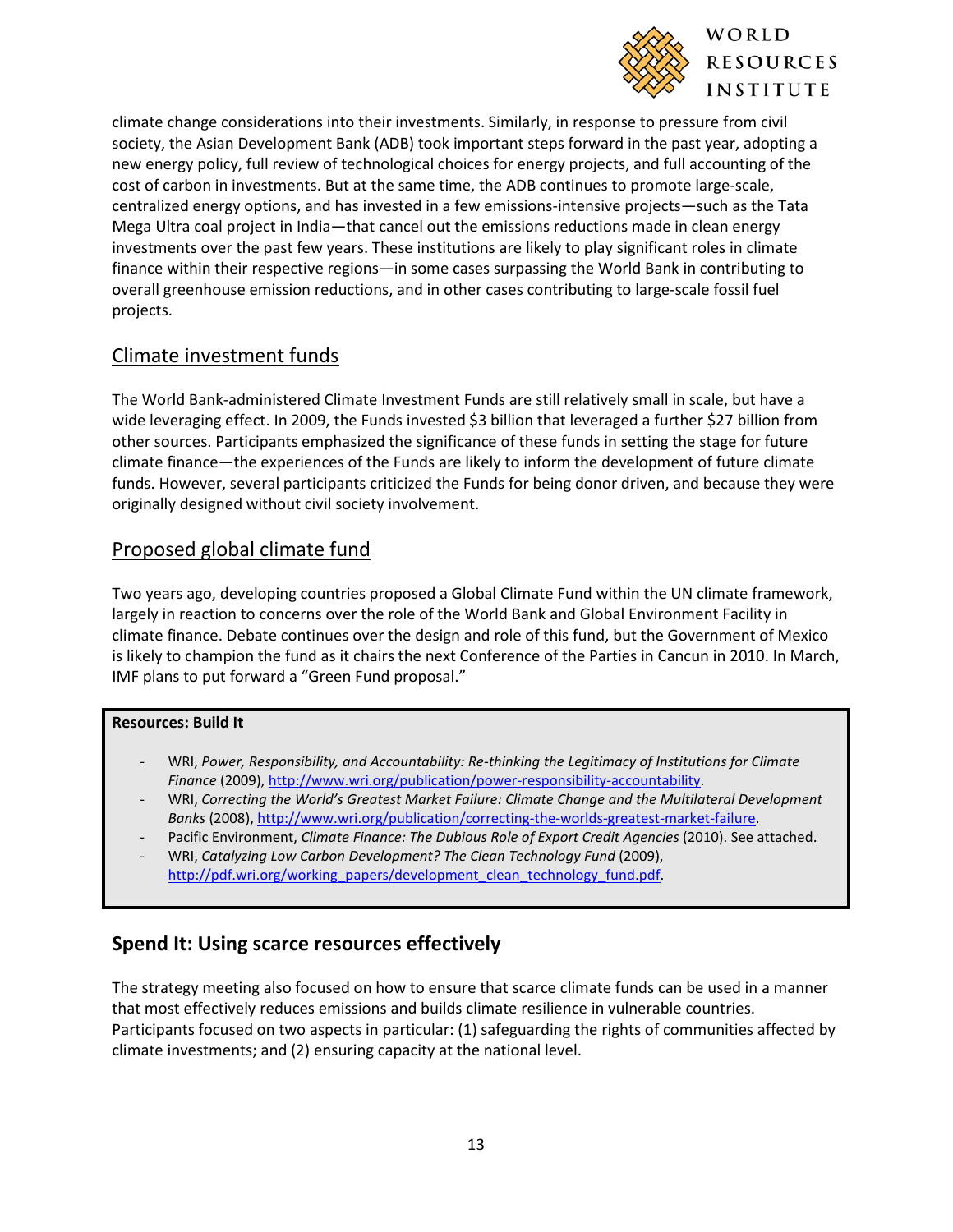climate change considerations into their investments. Similarly, in response to pressure from civil society, the Asian Development Bank (ADB) took important steps forward in the past year, adopting a new energy policy, full review of technological choices for energy projects, and full accounting of the cost of carbon in investments. But at the same time, the ADB continues to promote large-scale, centralized energy options, and has invested in a few emissions-intensive projects—such as the Tata Mega Ultra coal project in India—that cancel out the emissions reductions made in clean energy investments over the past few years. These institutions are likely to play significant roles in climate finance within their respective regions—in some cases surpassing the World Bank in contributing to overall greenhouse emission reductions, and in other cases contributing to large-scale fossil fuel projects.

### Climate investment funds

The World Bank-administered Climate Investment Funds are still relatively small in scale, but have a wide leveraging effect. In 2009, the Funds invested $3 billion that leveraged a further $27 billion from other sources. Participants emphasized the significance of these funds in setting the stage for future climate finance—the experiences of the Funds are likely to inform the development of future climate funds. However, several participants criticized the Funds for being donor driven, and because they were originally designed without civil society involvement.

### Proposed global climate fund

Two years ago, developing countries proposed a Global Climate Fund within the UN climate framework, largely in reaction to concerns over the role of the World Bank and Global Environment Facility in climate finance. Debate continues over the design and role of this fund, but the Government of Mexico is likely to champion the fund as it chairs the next Conference of the Parties in Cancun in 2010. In March, IMF plans to put forward a "Green Fund proposal."

**Resources: Build It**

- WRI, *Power, Responsibility, and Accountability: Re-thinking the Legitimacy of Institutions for Climate Finance* (2009), http://www.wri.org/publication/power-responsibility-accountability.
- WRI, *Correcting the World's Greatest Market Failure: Climate Change and the Multilateral Development Banks* (2008), http://www.wri.org/publication/correcting-the-worlds-greatest-market-failure.
- Pacific Environment, *Climate Finance: The Dubious Role of Export Credit Agencies* (2010). See attached.
- WRI, *Catalyzing Low Carbon Development? The Clean Technology Fund* (2009), http://pdf.wri.org/working_papers/development_clean_technology_fund.pdf.

## Spend It: Using scarce resources effectively

The strategy meeting also focused on how to ensure that scarce climate funds can be used in a manner that most effectively reduces emissions and builds climate resilience in vulnerable countries. Participants focused on two aspects in particular: (1) safeguarding the rights of communities affected by climate investments; and (2) ensuring capacity at the national level.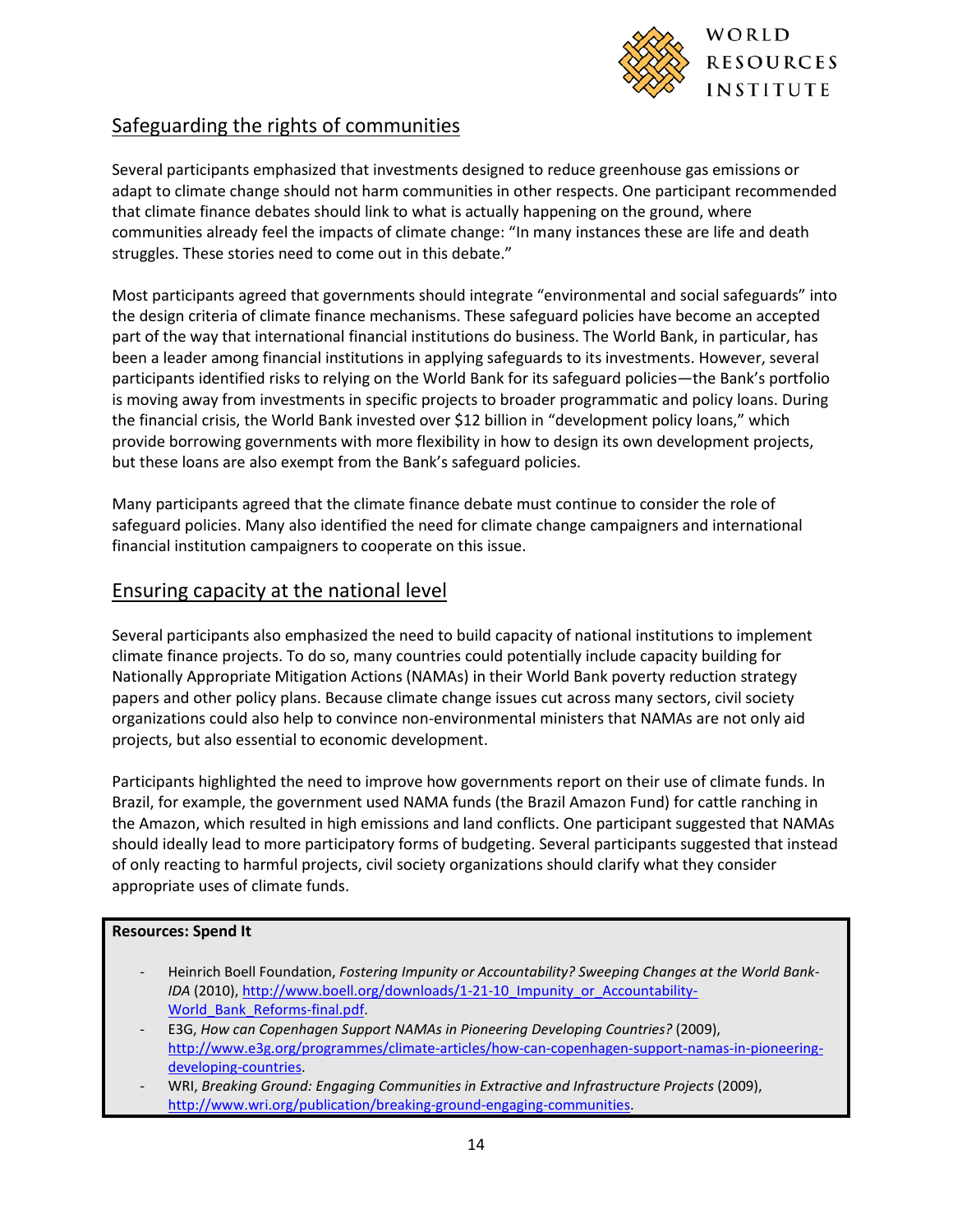## Safeguarding the rights of communities

Several participants emphasized that investments designed to reduce greenhouse gas emissions or adapt to climate change should not harm communities in other respects. One participant recommended that climate finance debates should link to what is actually happening on the ground, where communities already feel the impacts of climate change: "In many instances these are life and death struggles. These stories need to come out in this debate."

Most participants agreed that governments should integrate "environmental and social safeguards" into the design criteria of climate finance mechanisms. These safeguard policies have become an accepted part of the way that international financial institutions do business. The World Bank, in particular, has been a leader among financial institutions in applying safeguards to its investments. However, several participants identified risks to relying on the World Bank for its safeguard policies—the Bank's portfolio is moving away from investments in specific projects to broader programmatic and policy loans. During the financial crisis, the World Bank invested over $12 billion in "development policy loans," which provide borrowing governments with more flexibility in how to design its own development projects, but these loans are also exempt from the Bank's safeguard policies.

Many participants agreed that the climate finance debate must continue to consider the role of safeguard policies. Many also identified the need for climate change campaigners and international financial institution campaigners to cooperate on this issue.

## Ensuring capacity at the national level

Several participants also emphasized the need to build capacity of national institutions to implement climate finance projects. To do so, many countries could potentially include capacity building for Nationally Appropriate Mitigation Actions (NAMAs) in their World Bank poverty reduction strategy papers and other policy plans. Because climate change issues cut across many sectors, civil society organizations could also help to convince non-environmental ministers that NAMAs are not only aid projects, but also essential to economic development.

Participants highlighted the need to improve how governments report on their use of climate funds. In Brazil, for example, the government used NAMA funds (the Brazil Amazon Fund) for cattle ranching in the Amazon, which resulted in high emissions and land conflicts. One participant suggested that NAMAs should ideally lead to more participatory forms of budgeting. Several participants suggested that instead of only reacting to harmful projects, civil society organizations should clarify what they consider appropriate uses of climate funds.

**Resources: Spend It**

- Heinrich Boell Foundation, *Fostering Impunity or Accountability? Sweeping Changes at the World Bank-IDA* (2010), http://www.boell.org/downloads/1-21-10_Impunity_or_Accountability-World_Bank_Reforms-final.pdf.
- E3G, *How can Copenhagen Support NAMAs in Pioneering Developing Countries?* (2009), http://www.e3g.org/programmes/climate-articles/how-can-copenhagen-support-namas-in-pioneering-developing-countries.
- WRI, *Breaking Ground: Engaging Communities in Extractive and Infrastructure Projects* (2009), http://www.wri.org/publication/breaking-ground-engaging-communities.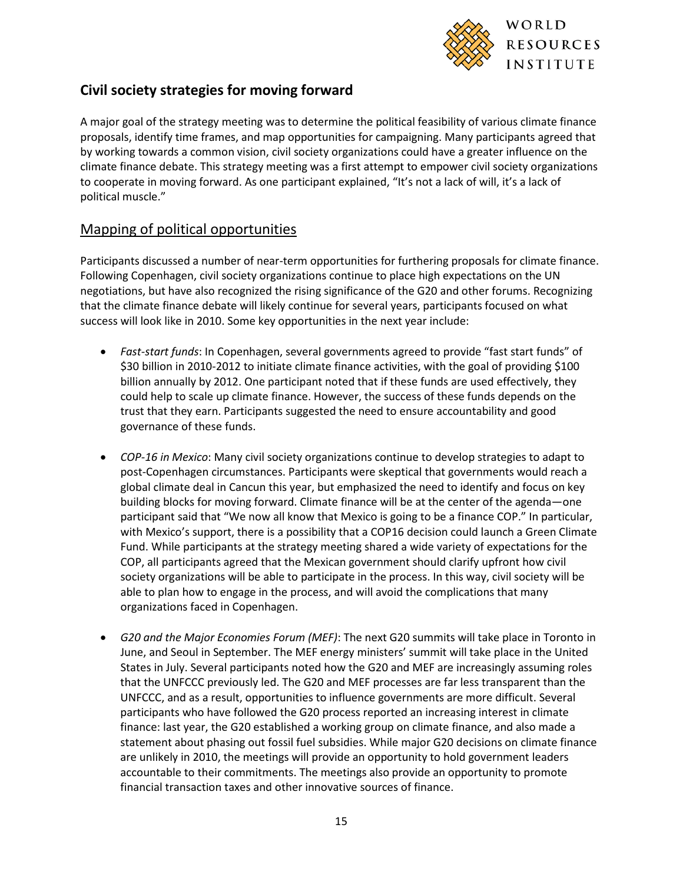## Civil society strategies for moving forward

A major goal of the strategy meeting was to determine the political feasibility of various climate finance proposals, identify time frames, and map opportunities for campaigning. Many participants agreed that by working towards a common vision, civil society organizations could have a greater influence on the climate finance debate. This strategy meeting was a first attempt to empower civil society organizations to cooperate in moving forward. As one participant explained, "It's not a lack of will, it's a lack of political muscle."

### Mapping of political opportunities

Participants discussed a number of near-term opportunities for furthering proposals for climate finance. Following Copenhagen, civil society organizations continue to place high expectations on the UN negotiations, but have also recognized the rising significance of the G20 and other forums. Recognizing that the climate finance debate will likely continue for several years, participants focused on what success will look like in 2010. Some key opportunities in the next year include:

- *Fast-start funds*: In Copenhagen, several governments agreed to provide "fast start funds" of $30 billion in 2010-2012 to initiate climate finance activities, with the goal of providing $100 billion annually by 2012. One participant noted that if these funds are used effectively, they could help to scale up climate finance. However, the success of these funds depends on the trust that they earn. Participants suggested the need to ensure accountability and good governance of these funds.

- *COP-16 in Mexico*: Many civil society organizations continue to develop strategies to adapt to post-Copenhagen circumstances. Participants were skeptical that governments would reach a global climate deal in Cancun this year, but emphasized the need to identify and focus on key building blocks for moving forward. Climate finance will be at the center of the agenda—one participant said that "We now all know that Mexico is going to be a finance COP." In particular, with Mexico's support, there is a possibility that a COP16 decision could launch a Green Climate Fund. While participants at the strategy meeting shared a wide variety of expectations for the COP, all participants agreed that the Mexican government should clarify upfront how civil society organizations will be able to participate in the process. In this way, civil society will be able to plan how to engage in the process, and will avoid the complications that many organizations faced in Copenhagen.

- *G20 and the Major Economies Forum (MEF)*: The next G20 summits will take place in Toronto in June, and Seoul in September. The MEF energy ministers' summit will take place in the United States in July. Several participants noted how the G20 and MEF are increasingly assuming roles that the UNFCCC previously led. The G20 and MEF processes are far less transparent than the UNFCCC, and as a result, opportunities to influence governments are more difficult. Several participants who have followed the G20 process reported an increasing interest in climate finance: last year, the G20 established a working group on climate finance, and also made a statement about phasing out fossil fuel subsidies. While major G20 decisions on climate finance are unlikely in 2010, the meetings will provide an opportunity to hold government leaders accountable to their commitments. The meetings also provide an opportunity to promote financial transaction taxes and other innovative sources of finance.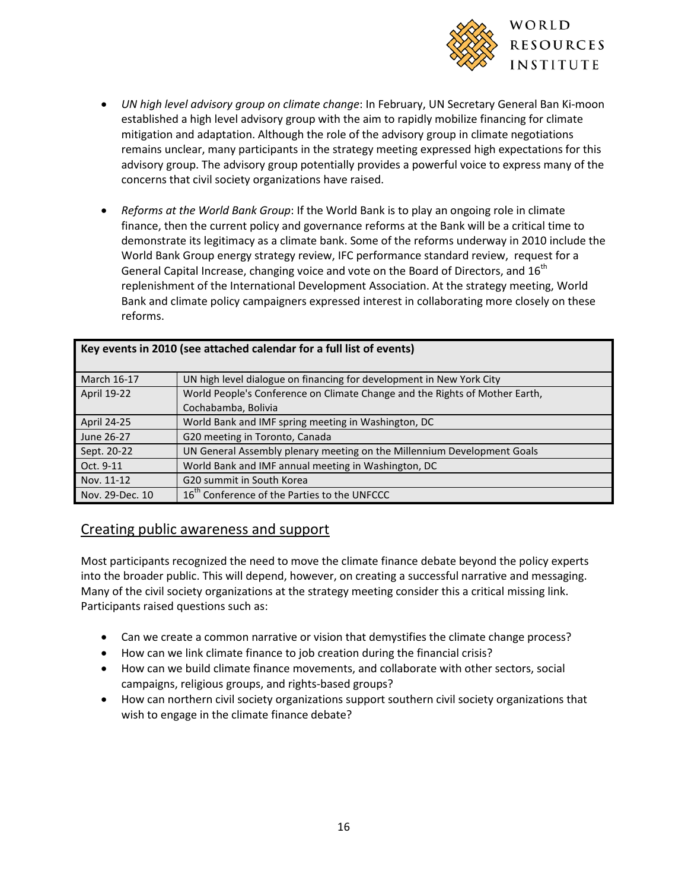- *UN high level advisory group on climate change*: In February, UN Secretary General Ban Ki-moon established a high level advisory group with the aim to rapidly mobilize financing for climate mitigation and adaptation. Although the role of the advisory group in climate negotiations remains unclear, many participants in the strategy meeting expressed high expectations for this advisory group. The advisory group potentially provides a powerful voice to express many of the concerns that civil society organizations have raised.

- *Reforms at the World Bank Group*: If the World Bank is to play an ongoing role in climate finance, then the current policy and governance reforms at the Bank will be a critical time to demonstrate its legitimacy as a climate bank. Some of the reforms underway in 2010 include the World Bank Group energy strategy review, IFC performance standard review, request for a General Capital Increase, changing voice and vote on the Board of Directors, and 16th replenishment of the International Development Association. At the strategy meeting, World Bank and climate policy campaigners expressed interest in collaborating more closely on these reforms.

| **Key events in 2010 (see attached calendar for a full list of events)** | |
|---|---|
| March 16-17 | UN high level dialogue on financing for development in New York City |
| April 19-22 | World People's Conference on Climate Change and the Rights of Mother Earth, Cochabamba, Bolivia |
| April 24-25 | World Bank and IMF spring meeting in Washington, DC |
| June 26-27 | G20 meeting in Toronto, Canada |
| Sept. 20-22 | UN General Assembly plenary meeting on the Millennium Development Goals |
| Oct. 9-11 | World Bank and IMF annual meeting in Washington, DC |
| Nov. 11-12 | G20 summit in South Korea |
| Nov. 29-Dec. 10 | 16th Conference of the Parties to the UNFCCC |

## Creating public awareness and support

Most participants recognized the need to move the climate finance debate beyond the policy experts into the broader public. This will depend, however, on creating a successful narrative and messaging. Many of the civil society organizations at the strategy meeting consider this a critical missing link. Participants raised questions such as:

- Can we create a common narrative or vision that demystifies the climate change process?
- How can we link climate finance to job creation during the financial crisis?
- How can we build climate finance movements, and collaborate with other sectors, social campaigns, religious groups, and rights-based groups?
- How can northern civil society organizations support southern civil society organizations that wish to engage in the climate finance debate?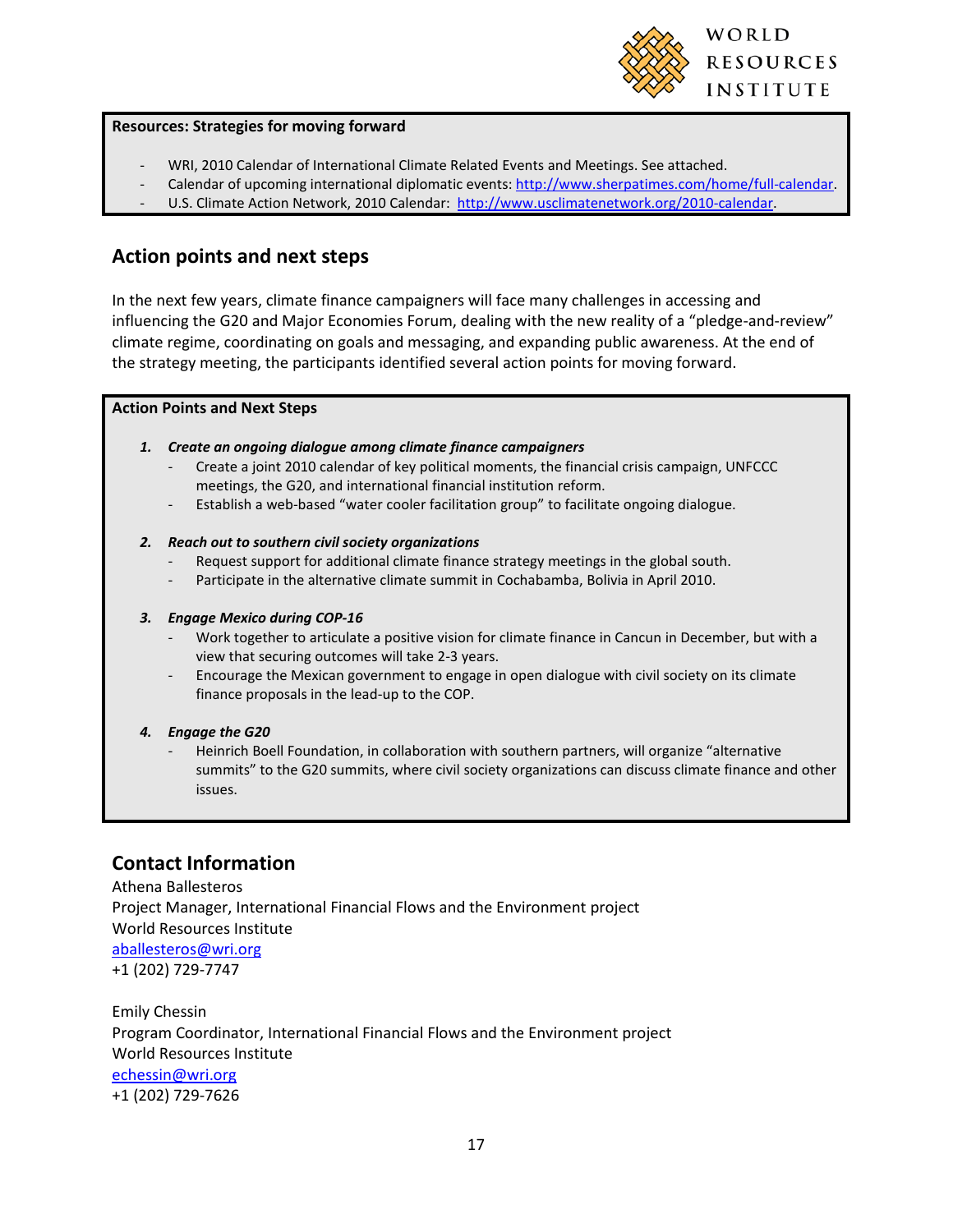**Resources: Strategies for moving forward**

- WRI, 2010 Calendar of International Climate Related Events and Meetings. See attached.
- Calendar of upcoming international diplomatic events: http://www.sherpatimes.com/home/full-calendar.
- U.S. Climate Action Network, 2010 Calendar: http://www.usclimatenetwork.org/2010-calendar.

## Action points and next steps

In the next few years, climate finance campaigners will face many challenges in accessing and influencing the G20 and Major Economies Forum, dealing with the new reality of a "pledge-and-review" climate regime, coordinating on goals and messaging, and expanding public awareness. At the end of the strategy meeting, the participants identified several action points for moving forward.

**Action Points and Next Steps**

1. ***Create an ongoing dialogue among climate finance campaigners***
   - Create a joint 2010 calendar of key political moments, the financial crisis campaign, UNFCCC meetings, the G20, and international financial institution reform.
   - Establish a web-based "water cooler facilitation group" to facilitate ongoing dialogue.

2. ***Reach out to southern civil society organizations***
   - Request support for additional climate finance strategy meetings in the global south.
   - Participate in the alternative climate summit in Cochabamba, Bolivia in April 2010.

3. ***Engage Mexico during COP-16***
   - Work together to articulate a positive vision for climate finance in Cancun in December, but with a view that securing outcomes will take 2-3 years.
   - Encourage the Mexican government to engage in open dialogue with civil society on its climate finance proposals in the lead-up to the COP.

4. ***Engage the G20***
   - Heinrich Boell Foundation, in collaboration with southern partners, will organize "alternative summits" to the G20 summits, where civil society organizations can discuss climate finance and other issues.

## Contact Information

Athena Ballesteros
Project Manager, International Financial Flows and the Environment project
World Resources Institute
aballesteros@wri.org
+1 (202) 729-7747

Emily Chessin
Program Coordinator, International Financial Flows and the Environment project
World Resources Institute
echessin@wri.org
+1 (202) 729-7626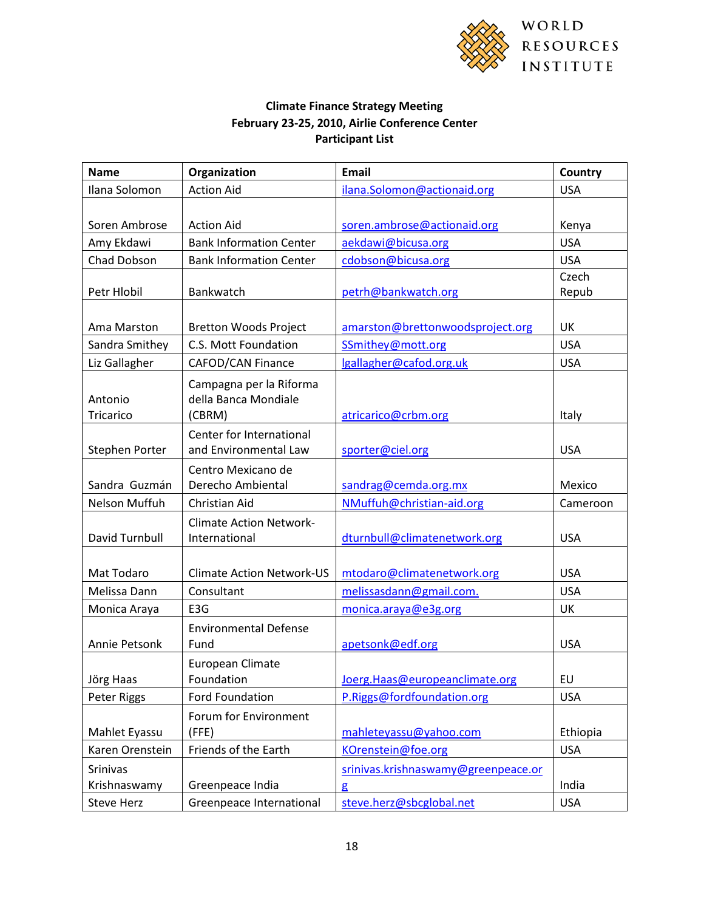WORLD RESOURCES INSTITUTE

**Climate Finance Strategy Meeting**
**February 23-25, 2010, Airlie Conference Center**
**Participant List**

| Name | Organization | Email | Country |
|---|---|---|---|
| Ilana Solomon | Action Aid | ilana.Solomon@actionaid.org | USA |
| Soren Ambrose | Action Aid | soren.ambrose@actionaid.org | Kenya |
| Amy Ekdawi | Bank Information Center | aekdawi@bicusa.org | USA |
| Chad Dobson | Bank Information Center | cdobson@bicusa.org | USA |
| Petr Hlobil | Bankwatch | petrh@bankwatch.org | Czech Repub |
| Ama Marston | Bretton Woods Project | amarston@brettonwoodsproject.org | UK |
| Sandra Smithey | C.S. Mott Foundation | SSmithey@mott.org | USA |
| Liz Gallagher | CAFOD/CAN Finance | lgallagher@cafod.org.uk | USA |
| Antonio Tricarico | Campagna per la Riforma della Banca Mondiale (CBRM) | atricarico@crbm.org | Italy |
| Stephen Porter | Center for International and Environmental Law | sporter@ciel.org | USA |
| Sandra Guzmán | Centro Mexicano de Derecho Ambiental | sandrag@cemda.org.mx | Mexico |
| Nelson Muffuh | Christian Aid | NMuffuh@christian-aid.org | Cameroon |
| David Turnbull | Climate Action Network-International | dturnbull@climatenetwork.org | USA |
| Mat Todaro | Climate Action Network-US | mtodaro@climatenetwork.org | USA |
| Melissa Dann | Consultant | melissasdann@gmail.com. | USA |
| Monica Araya | E3G | monica.araya@e3g.org | UK |
| Annie Petsonk | Environmental Defense Fund | apetsonk@edf.org | USA |
| Jörg Haas | European Climate Foundation | Joerg.Haas@europeanclimate.org | EU |
| Peter Riggs | Ford Foundation | P.Riggs@fordfoundation.org | USA |
| Mahlet Eyassu | Forum for Environment (FFE) | mahleteyassu@yahoo.com | Ethiopia |
| Karen Orenstein | Friends of the Earth | KOrenstein@foe.org | USA |
| Srinivas Krishnaswamy | Greenpeace India | srinivas.krishnaswamy@greenpeace.org | India |
| Steve Herz | Greenpeace International | steve.herz@sbcglobal.net | USA |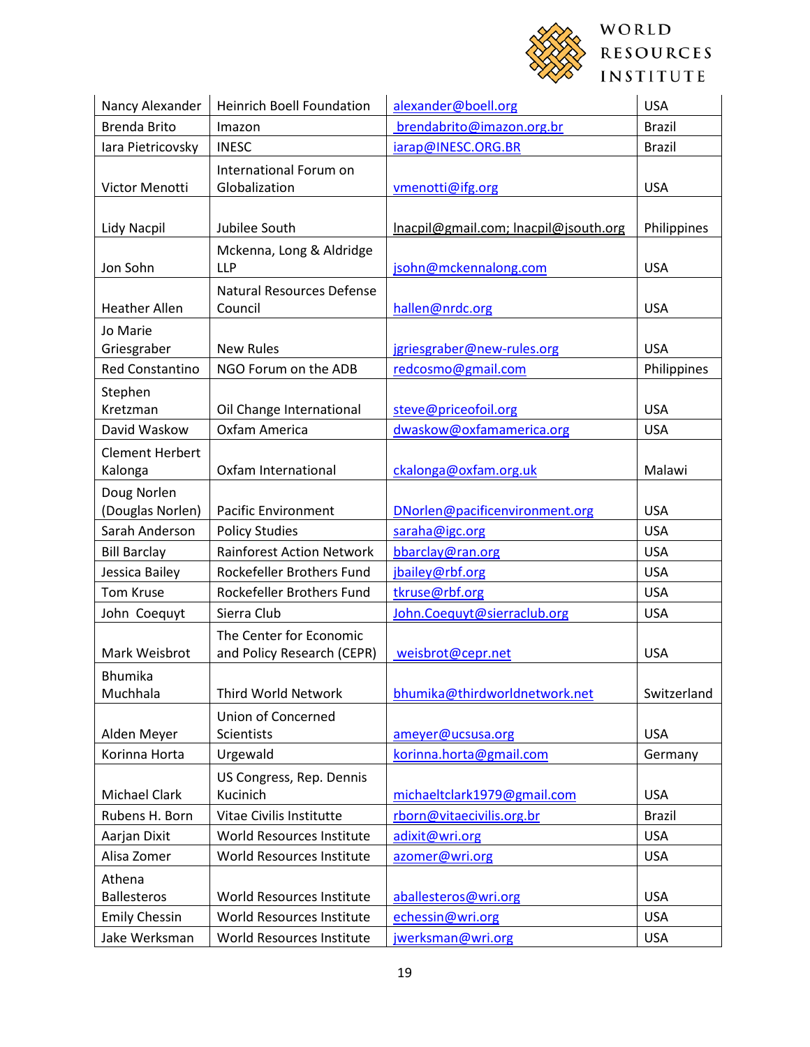| Nancy Alexander | Heinrich Boell Foundation | alexander@boell.org | USA |
|---|---|---|---|
| Brenda Brito | Imazon | brendabrito@imazon.org.br | Brazil |
| Iara Pietricovsky | INESC | iarap@INESC.ORG.BR | Brazil |
| Victor Menotti | International Forum on Globalization | vmenotti@ifg.org | USA |
| Lidy Nacpil | Jubilee South | lnacpil@gmail.com; lnacpil@jsouth.org | Philippines |
| Jon Sohn | Mckenna, Long & Aldridge LLP | jsohn@mckennalong.com | USA |
| Heather Allen | Natural Resources Defense Council | hallen@nrdc.org | USA |
| Jo Marie Griesgraber | New Rules | jgriesgraber@new-rules.org | USA |
| Red Constantino | NGO Forum on the ADB | redcosmo@gmail.com | Philippines |
| Stephen Kretzman | Oil Change International | steve@priceofoil.org | USA |
| David Waskow | Oxfam America | dwaskow@oxfamamerica.org | USA |
| Clement Herbert Kalonga | Oxfam International | ckalonga@oxfam.org.uk | Malawi |
| Doug Norlen (Douglas Norlen) | Pacific Environment | DNorlen@pacificenvironment.org | USA |
| Sarah Anderson | Policy Studies | saraha@igc.org | USA |
| Bill Barclay | Rainforest Action Network | bbarclay@ran.org | USA |
| Jessica Bailey | Rockefeller Brothers Fund | jbailey@rbf.org | USA |
| Tom Kruse | Rockefeller Brothers Fund | tkruse@rbf.org | USA |
| John Coequyt | Sierra Club | John.Coequyt@sierraclub.org | USA |
| Mark Weisbrot | The Center for Economic and Policy Research (CEPR) | weisbrot@cepr.net | USA |
| Bhumika Muchhala | Third World Network | bhumika@thirdworldnetwork.net | Switzerland |
| Alden Meyer | Union of Concerned Scientists | ameyer@ucsusa.org | USA |
| Korinna Horta | Urgewald | korinna.horta@gmail.com | Germany |
| Michael Clark | US Congress, Rep. Dennis Kucinich | michaeltclark1979@gmail.com | USA |
| Rubens H. Born | Vitae Civilis Institutte | rborn@vitaecivilis.org.br | Brazil |
| Aarjan Dixit | World Resources Institute | adixit@wri.org | USA |
| Alisa Zomer | World Resources Institute | azomer@wri.org | USA |
| Athena Ballesteros | World Resources Institute | aballesteros@wri.org | USA |
| Emily Chessin | World Resources Institute | echessin@wri.org | USA |
| Jake Werksman | World Resources Institute | jwerksman@wri.org | USA |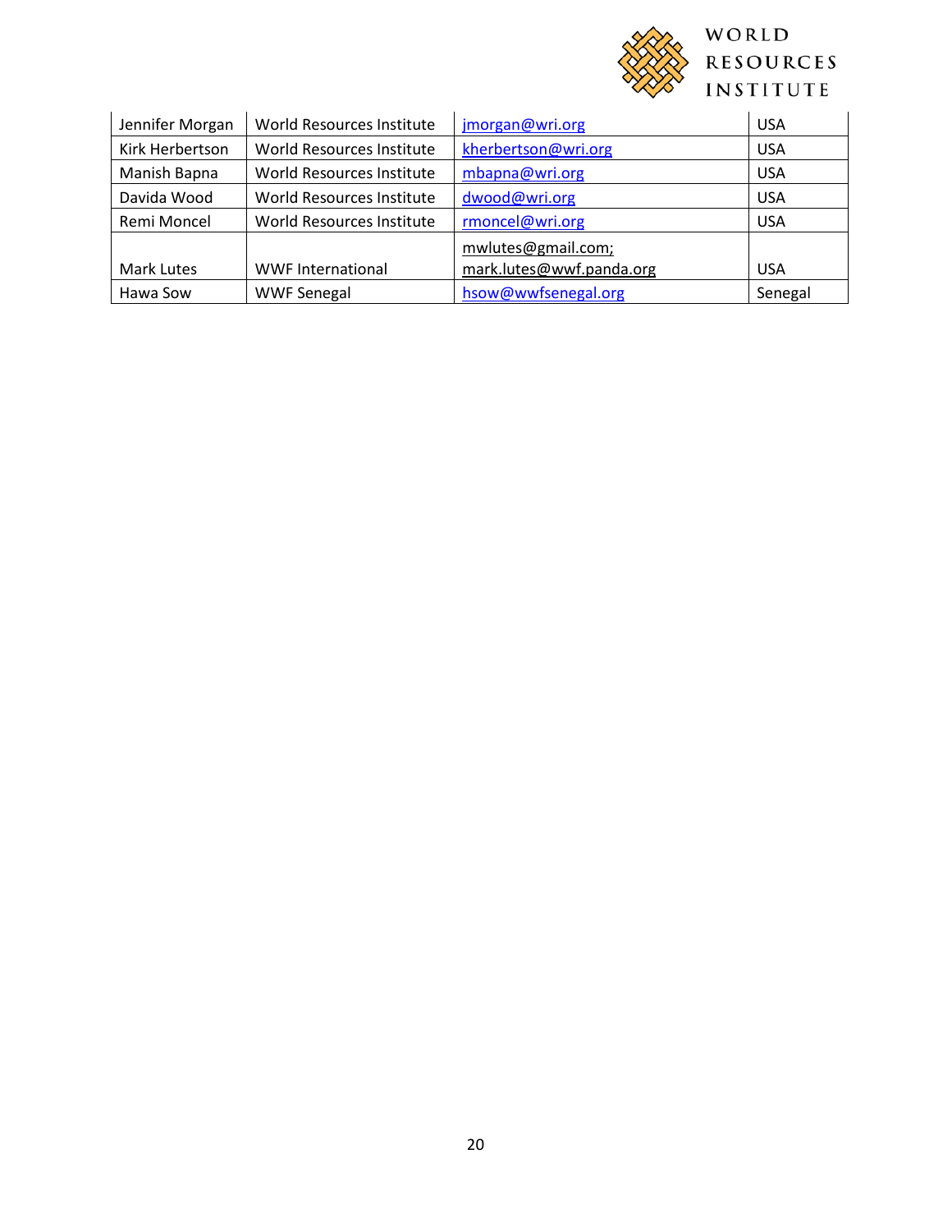| | | | |
|---|---|---|---|
| Jennifer Morgan | World Resources Institute | jmorgan@wri.org | USA |
| Kirk Herbertson | World Resources Institute | kherbertson@wri.org | USA |
| Manish Bapna | World Resources Institute | mbapna@wri.org | USA |
| Davida Wood | World Resources Institute | dwood@wri.org | USA |
| Remi Moncel | World Resources Institute | rmoncel@wri.org | USA |
| Mark Lutes | WWF International | mwlutes@gmail.com; mark.lutes@wwf.panda.org | USA |
| Hawa Sow | WWF Senegal | hsow@wwfsenegal.org | Senegal |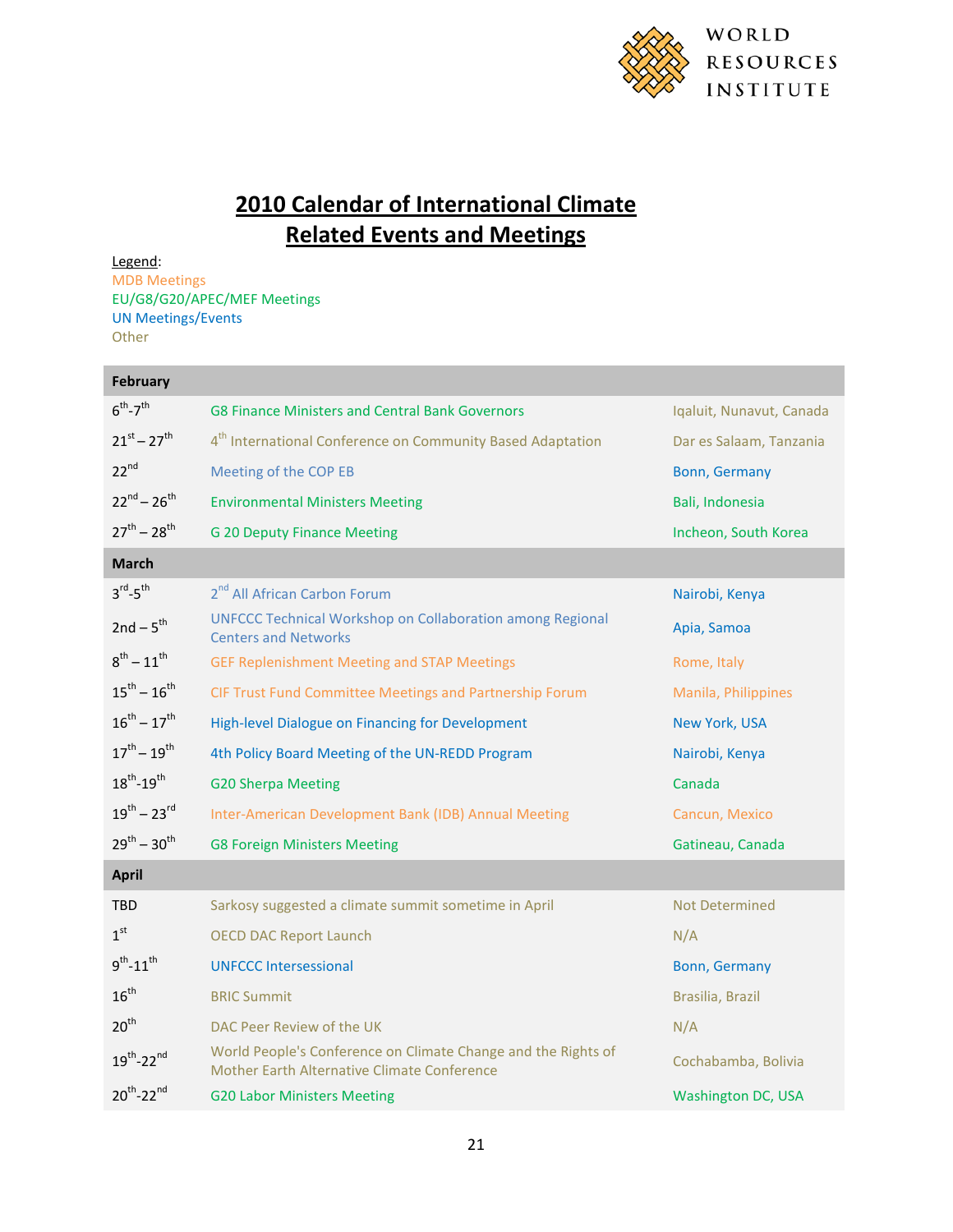# 2010 Calendar of International Climate Related Events and Meetings

Legend:
MDB Meetings
EU/G8/G20/APEC/MEF Meetings
UN Meetings/Events
Other

| February | | |
|---|---|---|
| 6th-7th | G8 Finance Ministers and Central Bank Governors | Iqaluit, Nunavut, Canada |
| 21st – 27th | 4th International Conference on Community Based Adaptation | Dar es Salaam, Tanzania |
| 22nd | Meeting of the COP EB | Bonn, Germany |
| 22nd – 26th | Environmental Ministers Meeting | Bali, Indonesia |
| 27th – 28th | G 20 Deputy Finance Meeting | Incheon, South Korea |
| **March** | | |
| 3rd-5th | 2nd All African Carbon Forum | Nairobi, Kenya |
| 2nd – 5th | UNFCCC Technical Workshop on Collaboration among Regional Centers and Networks | Apia, Samoa |
| 8th – 11th | GEF Replenishment Meeting and STAP Meetings | Rome, Italy |
| 15th – 16th | CIF Trust Fund Committee Meetings and Partnership Forum | Manila, Philippines |
| 16th – 17th | High-level Dialogue on Financing for Development | New York, USA |
| 17th – 19th | 4th Policy Board Meeting of the UN-REDD Program | Nairobi, Kenya |
| 18th-19th | G20 Sherpa Meeting | Canada |
| 19th – 23rd | Inter-American Development Bank (IDB) Annual Meeting | Cancun, Mexico |
| 29th – 30th | G8 Foreign Ministers Meeting | Gatineau, Canada |
| **April** | | |
| TBD | Sarkosy suggested a climate summit sometime in April | Not Determined |
| 1st | OECD DAC Report Launch | N/A |
| 9th-11th | UNFCCC Intersessional | Bonn, Germany |
| 16th | BRIC Summit | Brasilia, Brazil |
| 20th | DAC Peer Review of the UK | N/A |
| 19th-22nd | World People's Conference on Climate Change and the Rights of Mother Earth Alternative Climate Conference | Cochabamba, Bolivia |
| 20th-22nd | G20 Labor Ministers Meeting | Washington DC, USA |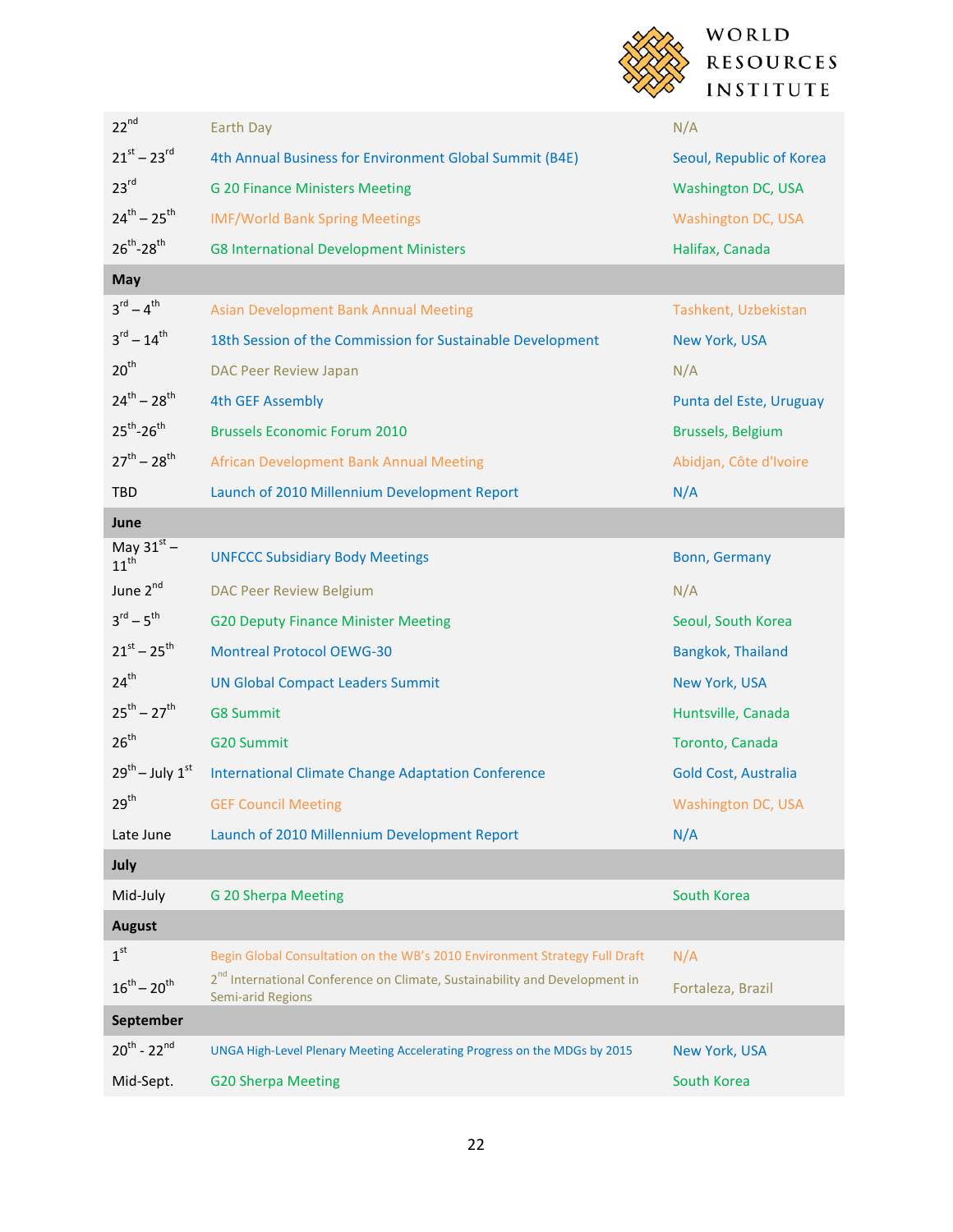| | | |
|---|---|---|
| 22nd | Earth Day | N/A |
| 21st – 23rd | 4th Annual Business for Environment Global Summit (B4E) | Seoul, Republic of Korea |
| 23rd | G 20 Finance Ministers Meeting | Washington DC, USA |
| 24th – 25th | IMF/World Bank Spring Meetings | Washington DC, USA |
| 26th-28th | G8 International Development Ministers | Halifax, Canada |
| **May** | | |
| 3rd – 4th | Asian Development Bank Annual Meeting | Tashkent, Uzbekistan |
| 3rd – 14th | 18th Session of the Commission for Sustainable Development | New York, USA |
| 20th | DAC Peer Review Japan | N/A |
| 24th – 28th | 4th GEF Assembly | Punta del Este, Uruguay |
| 25th-26th | Brussels Economic Forum 2010 | Brussels, Belgium |
| 27th – 28th | African Development Bank Annual Meeting | Abidjan, Côte d'Ivoire |
| TBD | Launch of 2010 Millennium Development Report | N/A |
| **June** | | |
| May 31st – 11th | UNFCCC Subsidiary Body Meetings | Bonn, Germany |
| June 2nd | DAC Peer Review Belgium | N/A |
| 3rd – 5th | G20 Deputy Finance Minister Meeting | Seoul, South Korea |
| 21st – 25th | Montreal Protocol OEWG-30 | Bangkok, Thailand |
| 24th | UN Global Compact Leaders Summit | New York, USA |
| 25th – 27th | G8 Summit | Huntsville, Canada |
| 26th | G20 Summit | Toronto, Canada |
| 29th – July 1st | International Climate Change Adaptation Conference | Gold Cost, Australia |
| 29th | GEF Council Meeting | Washington DC, USA |
| Late June | Launch of 2010 Millennium Development Report | N/A |
| **July** | | |
| Mid-July | G 20 Sherpa Meeting | South Korea |
| **August** | | |
| 1st | Begin Global Consultation on the WB's 2010 Environment Strategy Full Draft | N/A |
| 16th – 20th | 2nd International Conference on Climate, Sustainability and Development in Semi-arid Regions | Fortaleza, Brazil |
| **September** | | |
| 20th - 22nd | UNGA High-Level Plenary Meeting Accelerating Progress on the MDGs by 2015 | New York, USA |
| Mid-Sept. | G20 Sherpa Meeting | South Korea |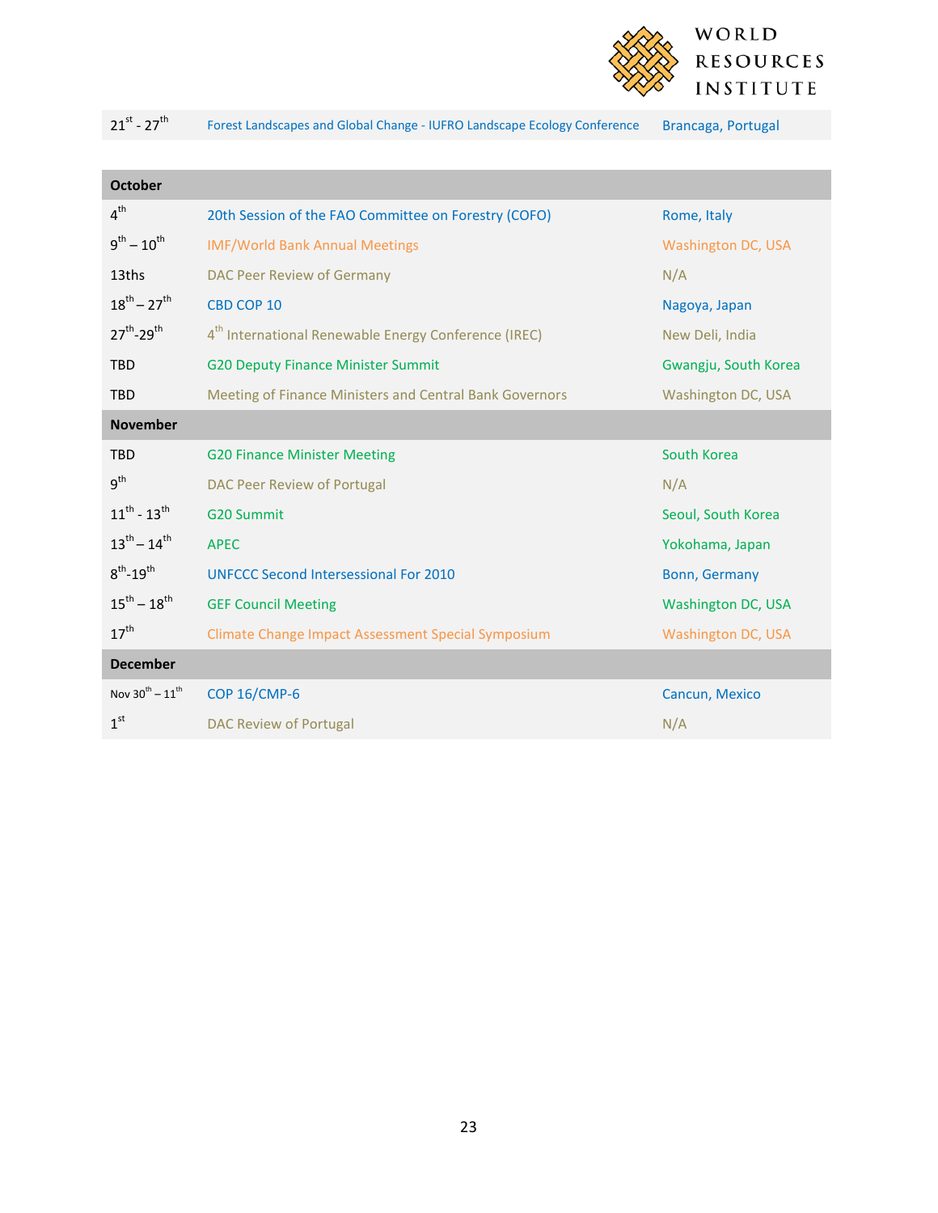| | | |
|---|---|---|
| 21st - 27th | Forest Landscapes and Global Change - IUFRO Landscape Ecology Conference | Brancaga, Portugal |

| October | | |
|---|---|---|
| 4th | 20th Session of the FAO Committee on Forestry (COFO) | Rome, Italy |
| 9th – 10th | IMF/World Bank Annual Meetings | Washington DC, USA |
| 13ths | DAC Peer Review of Germany | N/A |
| 18th – 27th | CBD COP 10 | Nagoya, Japan |
| 27th-29th | 4th International Renewable Energy Conference (IREC) | New Deli, India |
| TBD | G20 Deputy Finance Minister Summit | Gwangju, South Korea |
| TBD | Meeting of Finance Ministers and Central Bank Governors | Washington DC, USA |
| **November** | | |
| TBD | G20 Finance Minister Meeting | South Korea |
| 9th | DAC Peer Review of Portugal | N/A |
| 11th - 13th | G20 Summit | Seoul, South Korea |
| 13th – 14th | APEC | Yokohama, Japan |
| 8th-19th | UNFCCC Second Intersessional For 2010 | Bonn, Germany |
| 15th – 18th | GEF Council Meeting | Washington DC, USA |
| 17th | Climate Change Impact Assessment Special Symposium | Washington DC, USA |
| **December** | | |
| Nov 30th – 11th | COP 16/CMP-6 | Cancun, Mexico |
| 1st | DAC Review of Portugal | N/A |